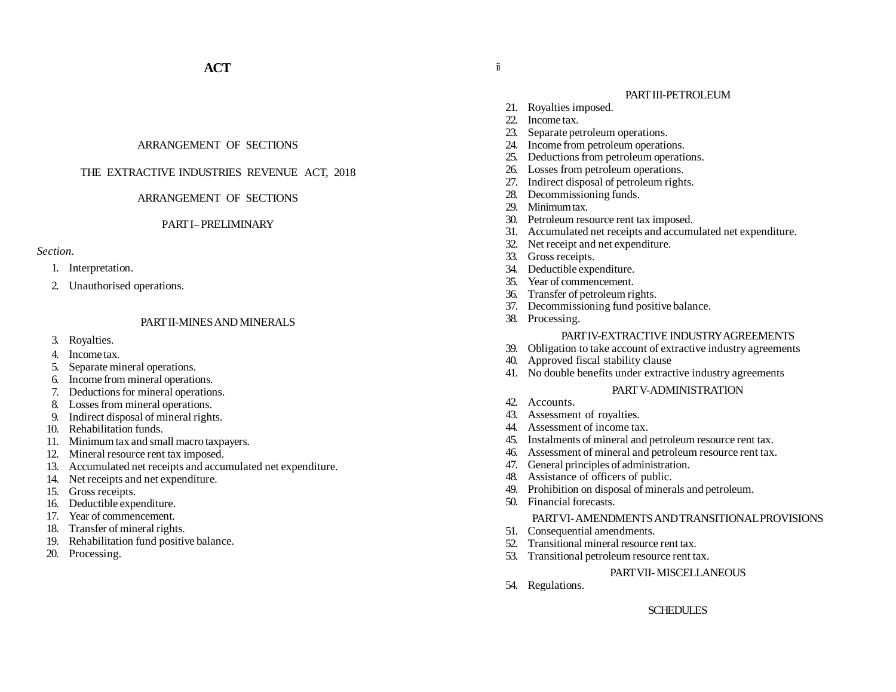# ACT

## ARRANGEMENT OF SECTIONS

## THE EXTRACTIVE INDUSTRIES REVENUE ACT, 2018

## ARRANGEMENT OF SECTIONS

### PART I– PRELIMINARY

*Section.*

1. Interpretation.
2. Unauthorised operations.

### PART II-MINES AND MINERALS

3. Royalties.
4. Income tax.
5. Separate mineral operations.
6. Income from mineral operations.
7. Deductions for mineral operations.
8. Losses from mineral operations.
9. Indirect disposal of mineral rights.
10. Rehabilitation funds.
11. Minimum tax and small macro taxpayers.
12. Mineral resource rent tax imposed.
13. Accumulated net receipts and accumulated net expenditure.
14. Net receipts and net expenditure.
15. Gross receipts.
16. Deductible expenditure.
17. Year of commencement.
18. Transfer of mineral rights.
19. Rehabilitation fund positive balance.
20. Processing.

### PART III-PETROLEUM

21. Royalties imposed.
22. Income tax.
23. Separate petroleum operations.
24. Income from petroleum operations.
25. Deductions from petroleum operations.
26. Losses from petroleum operations.
27. Indirect disposal of petroleum rights.
28. Decommissioning funds.
29. Minimum tax.
30. Petroleum resource rent tax imposed.
31. Accumulated net receipts and accumulated net expenditure.
32. Net receipt and net expenditure.
33. Gross receipts.
34. Deductible expenditure.
35. Year of commencement.
36. Transfer of petroleum rights.
37. Decommissioning fund positive balance.
38. Processing.

### PART IV-EXTRACTIVE INDUSTRY AGREEMENTS

39. Obligation to take account of extractive industry agreements
40. Approved fiscal stability clause
41. No double benefits under extractive industry agreements

### PART V-ADMINISTRATION

42. Accounts.
43. Assessment of royalties.
44. Assessment of income tax.
45. Instalments of mineral and petroleum resource rent tax.
46. Assessment of mineral and petroleum resource rent tax.
47. General principles of administration.
48. Assistance of officers of public.
49. Prohibition on disposal of minerals and petroleum.
50. Financial forecasts.

### PART VI- AMENDMENTS AND TRANSITIONAL PROVISIONS

51. Consequential amendments.
52. Transitional mineral resource rent tax.
53. Transitional petroleum resource rent tax.

### PART VII- MISCELLANEOUS

54. Regulations.

SCHEDULES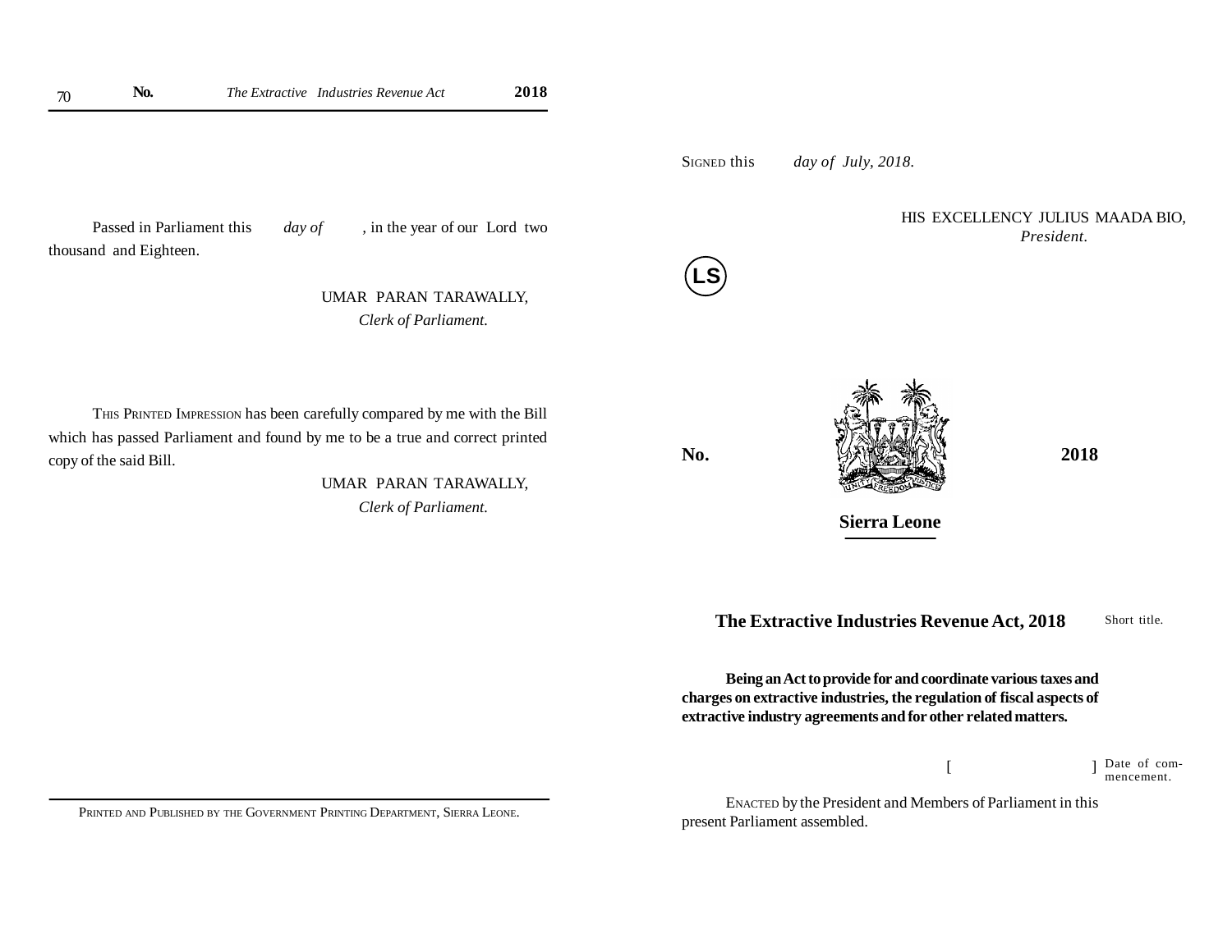Passed in Parliament this *day of* , in the year of our Lord two thousand and Eighteen.

UMAR PARAN TARAWALLY,
*Clerk of Parliament.*

THIS PRINTED IMPRESSION has been carefully compared by me with the Bill which has passed Parliament and found by me to be a true and correct printed copy of the said Bill.

UMAR PARAN TARAWALLY,
*Clerk of Parliament.*

PRINTED AND PUBLISHED BY THE GOVERNMENT PRINTING DEPARTMENT, SIERRA LEONE.

SIGNED this *day of July, 2018.*

HIS EXCELLENCY JULIUS MAADA BIO,
*President.*

LS

**No.** **2018**

**Sierra Leone**

## The Extractive Industries Revenue Act, 2018

Short title.

**Being an Act to provide for and coordinate various taxes and charges on extractive industries, the regulation of fiscal aspects of extractive industry agreements and for other related matters.**

[ ] Date of commencement.

ENACTED by the President and Members of Parliament in this present Parliament assembled.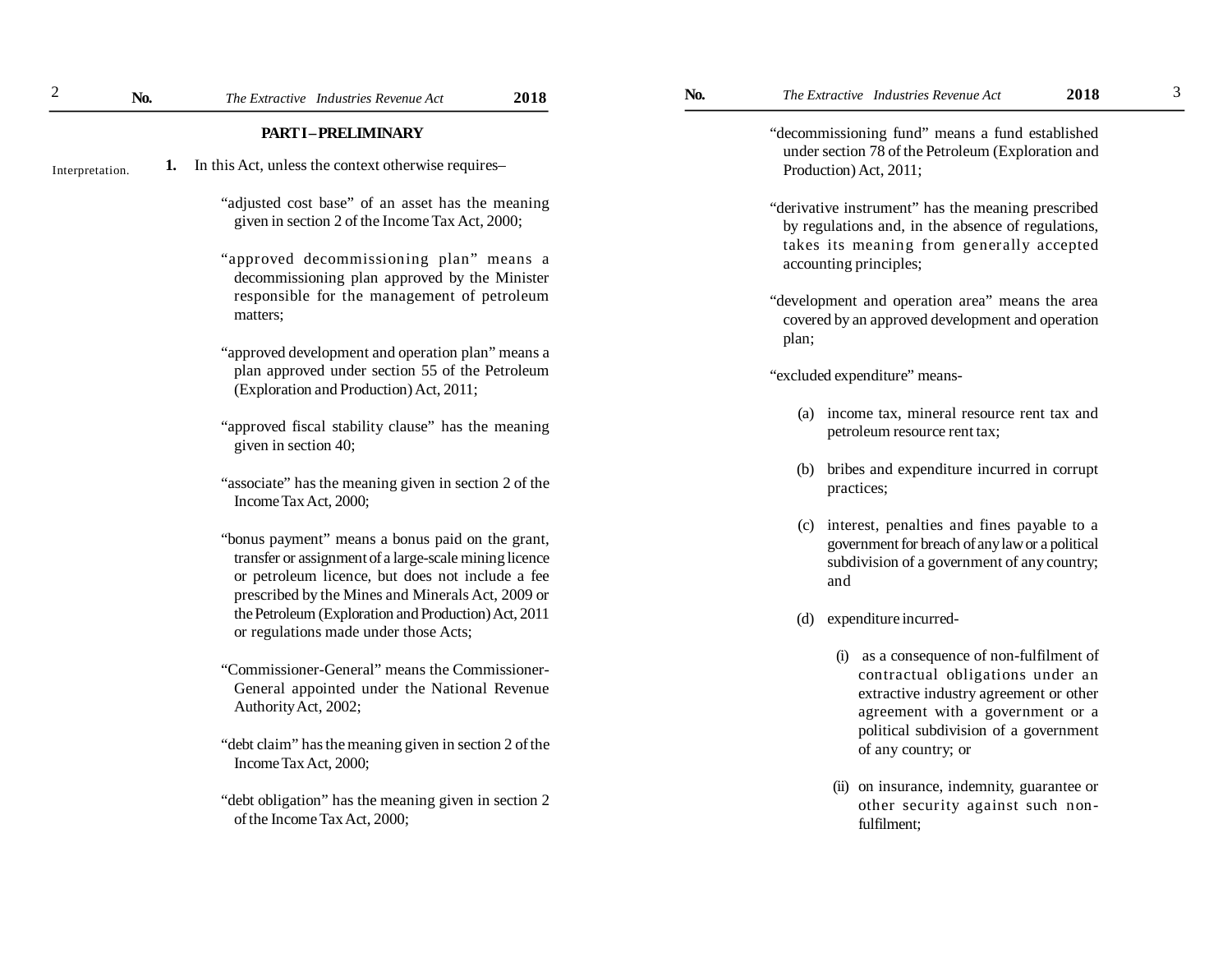## PART I – PRELIMINARY

Interpretation.

**1.** In this Act, unless the context otherwise requires–

"adjusted cost base" of an asset has the meaning given in section 2 of the Income Tax Act, 2000;

"approved decommissioning plan" means a decommissioning plan approved by the Minister responsible for the management of petroleum matters;

"approved development and operation plan" means a plan approved under section 55 of the Petroleum (Exploration and Production) Act, 2011;

"approved fiscal stability clause" has the meaning given in section 40;

"associate" has the meaning given in section 2 of the Income Tax Act, 2000;

"bonus payment" means a bonus paid on the grant, transfer or assignment of a large-scale mining licence or petroleum licence, but does not include a fee prescribed by the Mines and Minerals Act, 2009 or the Petroleum (Exploration and Production) Act, 2011 or regulations made under those Acts;

"Commissioner-General" means the Commissioner-General appointed under the National Revenue Authority Act, 2002;

"debt claim" has the meaning given in section 2 of the Income Tax Act, 2000;

"debt obligation" has the meaning given in section 2 of the Income Tax Act, 2000;

"decommissioning fund" means a fund established under section 78 of the Petroleum (Exploration and Production) Act, 2011;

"derivative instrument" has the meaning prescribed by regulations and, in the absence of regulations, takes its meaning from generally accepted accounting principles;

"development and operation area" means the area covered by an approved development and operation plan;

"excluded expenditure" means-

(a) income tax, mineral resource rent tax and petroleum resource rent tax;

(b) bribes and expenditure incurred in corrupt practices;

(c) interest, penalties and fines payable to a government for breach of any law or a political subdivision of a government of any country; and

(d) expenditure incurred-

(i) as a consequence of non-fulfilment of contractual obligations under an extractive industry agreement or other agreement with a government or a political subdivision of a government of any country; or

(ii) on insurance, indemnity, guarantee or other security against such non-fulfilment;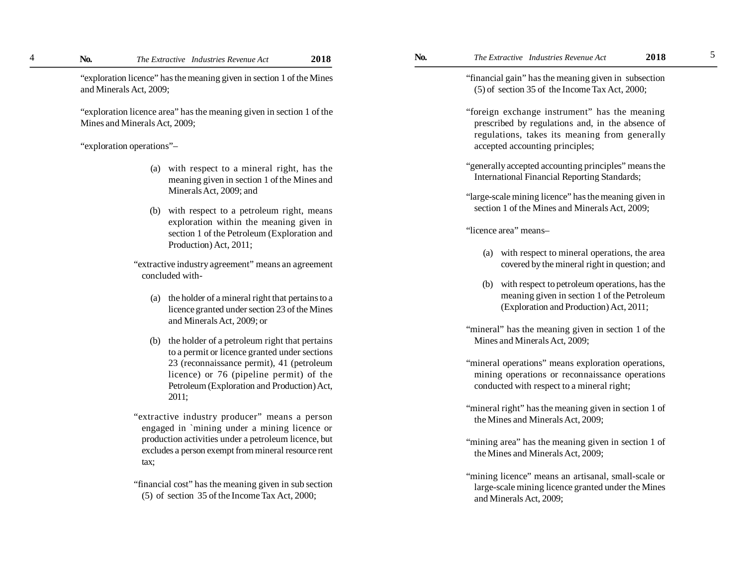"exploration licence" has the meaning given in section 1 of the Mines and Minerals Act, 2009;

"exploration licence area" has the meaning given in section 1 of the Mines and Minerals Act, 2009;

"exploration operations"–

(a) with respect to a mineral right, has the meaning given in section 1 of the Mines and Minerals Act, 2009; and

(b) with respect to a petroleum right, means exploration within the meaning given in section 1 of the Petroleum (Exploration and Production) Act, 2011;

"extractive industry agreement" means an agreement concluded with-

(a) the holder of a mineral right that pertains to a licence granted under section 23 of the Mines and Minerals Act, 2009; or

(b) the holder of a petroleum right that pertains to a permit or licence granted under sections 23 (reconnaissance permit), 41 (petroleum licence) or 76 (pipeline permit) of the Petroleum (Exploration and Production) Act, 2011;

"extractive industry producer" means a person engaged in `mining under a mining licence or production activities under a petroleum licence, but excludes a person exempt from mineral resource rent tax;

"financial cost" has the meaning given in sub section (5) of section 35 of the Income Tax Act, 2000;

"financial gain" has the meaning given in subsection (5) of section 35 of the Income Tax Act, 2000;

"foreign exchange instrument" has the meaning prescribed by regulations and, in the absence of regulations, takes its meaning from generally accepted accounting principles;

"generally accepted accounting principles" means the International Financial Reporting Standards;

"large-scale mining licence" has the meaning given in section 1 of the Mines and Minerals Act, 2009;

"licence area" means–

(a) with respect to mineral operations, the area covered by the mineral right in question; and

(b) with respect to petroleum operations, has the meaning given in section 1 of the Petroleum (Exploration and Production) Act, 2011;

"mineral" has the meaning given in section 1 of the Mines and Minerals Act, 2009;

"mineral operations" means exploration operations, mining operations or reconnaissance operations conducted with respect to a mineral right;

"mineral right" has the meaning given in section 1 of the Mines and Minerals Act, 2009;

"mining area" has the meaning given in section 1 of the Mines and Minerals Act, 2009;

"mining licence" means an artisanal, small-scale or large-scale mining licence granted under the Mines and Minerals Act, 2009;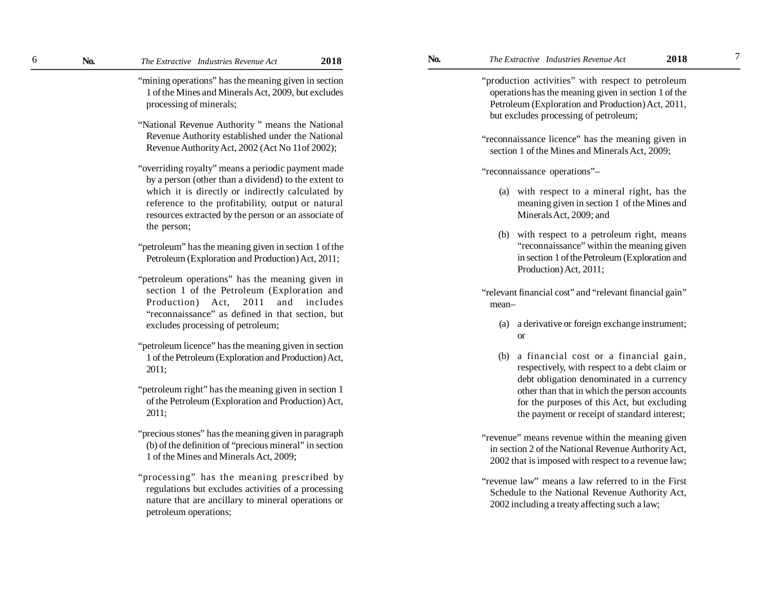"mining operations" has the meaning given in section 1 of the Mines and Minerals Act, 2009, but excludes processing of minerals;

"National Revenue Authority " means the National Revenue Authority established under the National Revenue Authority Act, 2002 (Act No 11of 2002);

"overriding royalty" means a periodic payment made by a person (other than a dividend) to the extent to which it is directly or indirectly calculated by reference to the profitability, output or natural resources extracted by the person or an associate of the person;

"petroleum" has the meaning given in section 1 of the Petroleum (Exploration and Production) Act, 2011;

"petroleum operations" has the meaning given in section 1 of the Petroleum (Exploration and Production) Act, 2011 and includes "reconnaissance" as defined in that section, but excludes processing of petroleum;

"petroleum licence" has the meaning given in section 1 of the Petroleum (Exploration and Production) Act, 2011;

"petroleum right" has the meaning given in section 1 of the Petroleum (Exploration and Production) Act, 2011;

"precious stones" has the meaning given in paragraph (b) of the definition of "precious mineral" in section 1 of the Mines and Minerals Act, 2009;

"processing" has the meaning prescribed by regulations but excludes activities of a processing nature that are ancillary to mineral operations or petroleum operations;

"production activities" with respect to petroleum operations has the meaning given in section 1 of the Petroleum (Exploration and Production) Act, 2011, but excludes processing of petroleum;

"reconnaissance licence" has the meaning given in section 1 of the Mines and Minerals Act, 2009;

"reconnaissance operations"–

(a) with respect to a mineral right, has the meaning given in section 1 of the Mines and Minerals Act, 2009; and

(b) with respect to a petroleum right, means "reconnaissance" within the meaning given in section 1 of the Petroleum (Exploration and Production) Act, 2011;

"relevant financial cost" and "relevant financial gain" mean–

(a) a derivative or foreign exchange instrument; or

(b) a financial cost or a financial gain, respectively, with respect to a debt claim or debt obligation denominated in a currency other than that in which the person accounts for the purposes of this Act, but excluding the payment or receipt of standard interest;

"revenue" means revenue within the meaning given in section 2 of the National Revenue Authority Act, 2002 that is imposed with respect to a revenue law;

"revenue law" means a law referred to in the First Schedule to the National Revenue Authority Act, 2002 including a treaty affecting such a law;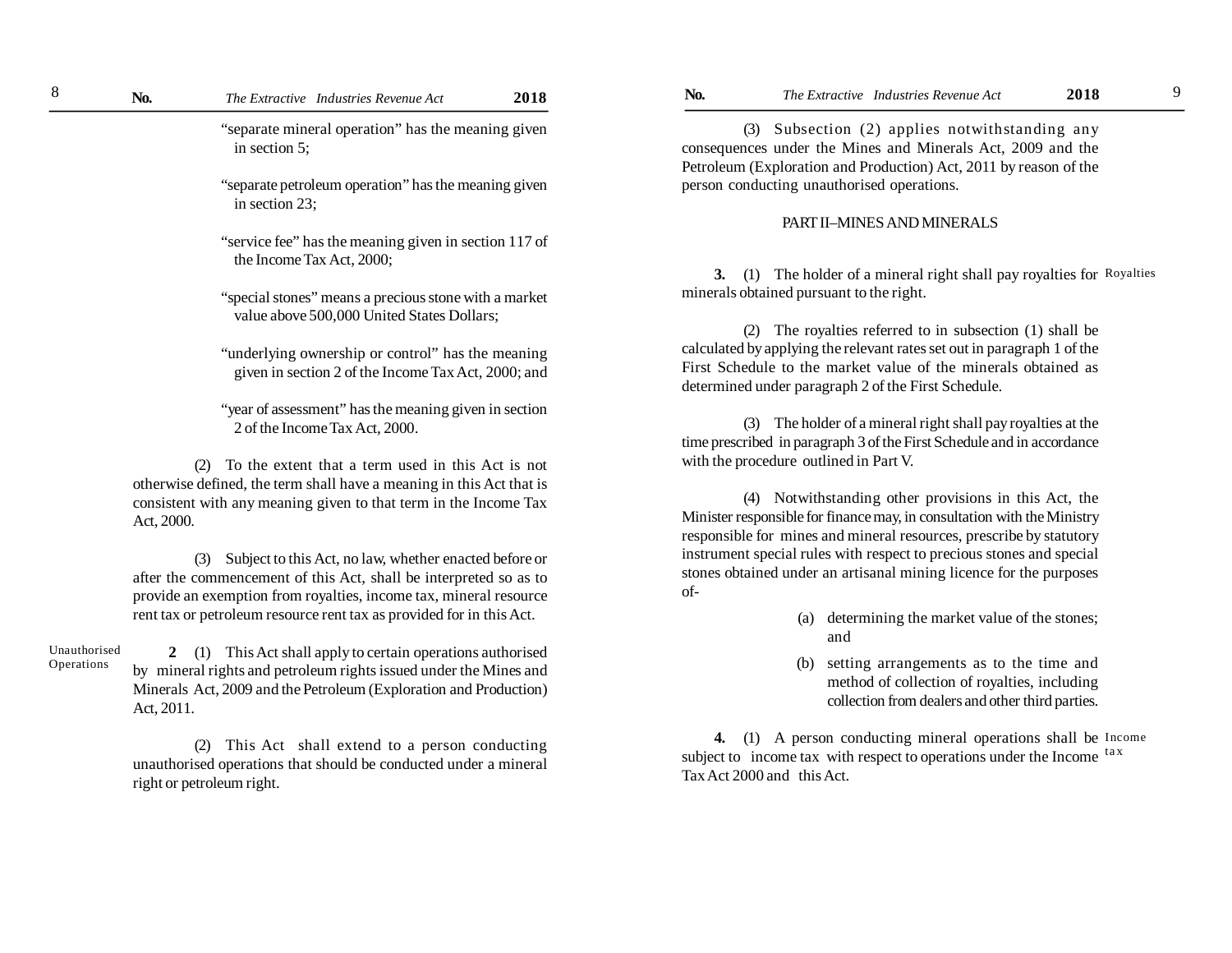"separate mineral operation" has the meaning given in section 5;

"separate petroleum operation" has the meaning given in section 23;

"service fee" has the meaning given in section 117 of the Income Tax Act, 2000;

"special stones" means a precious stone with a market value above 500,000 United States Dollars;

"underlying ownership or control" has the meaning given in section 2 of the Income Tax Act, 2000; and

"year of assessment" has the meaning given in section 2 of the Income Tax Act, 2000.

(2) To the extent that a term used in this Act is not otherwise defined, the term shall have a meaning in this Act that is consistent with any meaning given to that term in the Income Tax Act, 2000.

(3) Subject to this Act, no law, whether enacted before or after the commencement of this Act, shall be interpreted so as to provide an exemption from royalties, income tax, mineral resource rent tax or petroleum resource rent tax as provided for in this Act.

Unauthorised Operations

**2** (1) This Act shall apply to certain operations authorised by mineral rights and petroleum rights issued under the Mines and Minerals Act, 2009 and the Petroleum (Exploration and Production) Act, 2011.

(2) This Act shall extend to a person conducting unauthorised operations that should be conducted under a mineral right or petroleum right.

(3) Subsection (2) applies notwithstanding any consequences under the Mines and Minerals Act, 2009 and the Petroleum (Exploration and Production) Act, 2011 by reason of the person conducting unauthorised operations.

## PART II–MINES AND MINERALS

Royalties

**3.** (1) The holder of a mineral right shall pay royalties for minerals obtained pursuant to the right.

(2) The royalties referred to in subsection (1) shall be calculated by applying the relevant rates set out in paragraph 1 of the First Schedule to the market value of the minerals obtained as determined under paragraph 2 of the First Schedule.

(3) The holder of a mineral right shall pay royalties at the time prescribed in paragraph 3 of the First Schedule and in accordance with the procedure outlined in Part V.

(4) Notwithstanding other provisions in this Act, the Minister responsible for finance may, in consultation with the Ministry responsible for mines and mineral resources, prescribe by statutory instrument special rules with respect to precious stones and special stones obtained under an artisanal mining licence for the purposes of-

(a) determining the market value of the stones; and

(b) setting arrangements as to the time and method of collection of royalties, including collection from dealers and other third parties.

Income tax

**4.** (1) A person conducting mineral operations shall be subject to income tax with respect to operations under the Income Tax Act 2000 and this Act.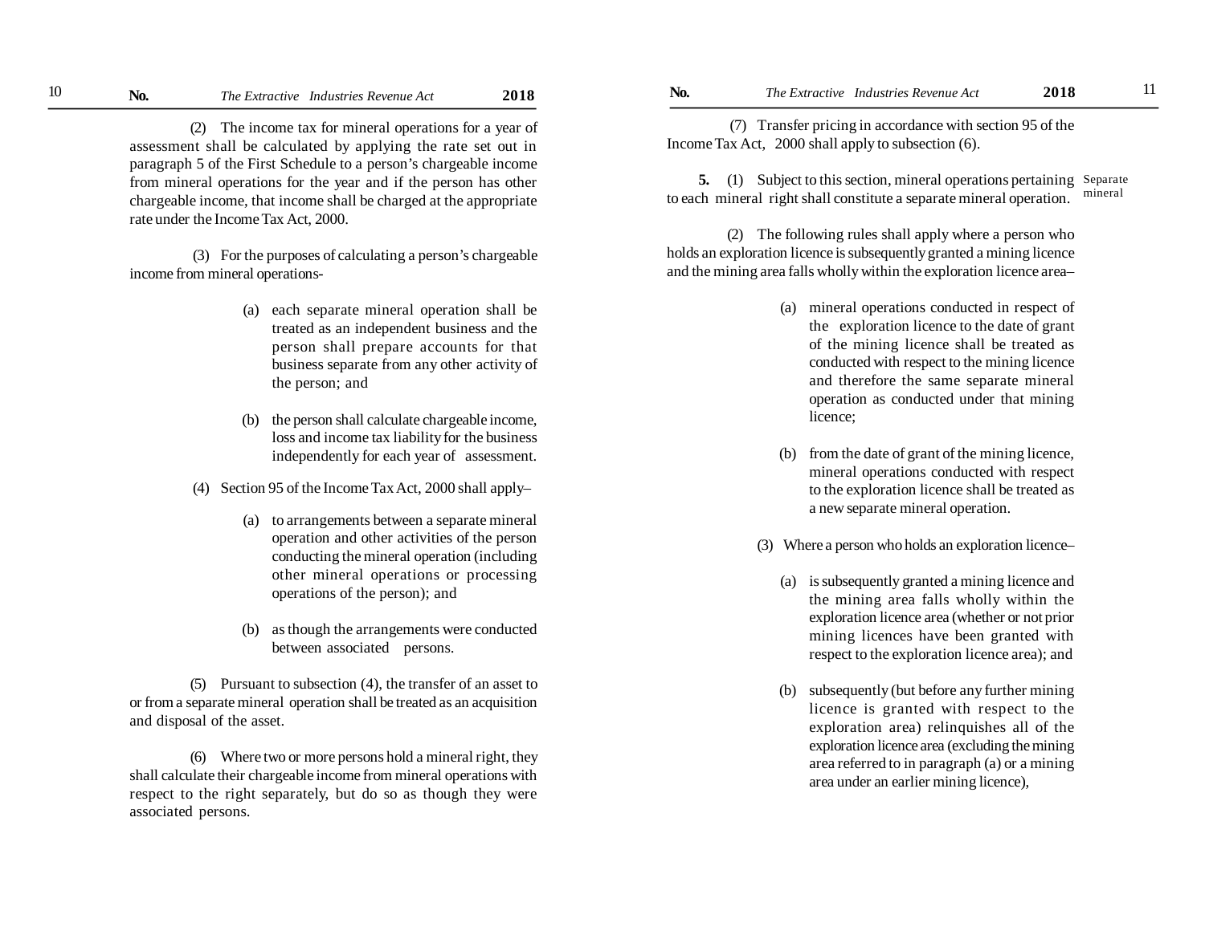(2) The income tax for mineral operations for a year of assessment shall be calculated by applying the rate set out in paragraph 5 of the First Schedule to a person's chargeable income from mineral operations for the year and if the person has other chargeable income, that income shall be charged at the appropriate rate under the Income Tax Act, 2000.

(3) For the purposes of calculating a person's chargeable income from mineral operations-

(a) each separate mineral operation shall be treated as an independent business and the person shall prepare accounts for that business separate from any other activity of the person; and

(b) the person shall calculate chargeable income, loss and income tax liability for the business independently for each year of assessment.

(4) Section 95 of the Income Tax Act, 2000 shall apply–

(a) to arrangements between a separate mineral operation and other activities of the person conducting the mineral operation (including other mineral operations or processing operations of the person); and

(b) as though the arrangements were conducted between associated persons.

(5) Pursuant to subsection (4), the transfer of an asset to or from a separate mineral operation shall be treated as an acquisition and disposal of the asset.

(6) Where two or more persons hold a mineral right, they shall calculate their chargeable income from mineral operations with respect to the right separately, but do so as though they were associated persons.

(7) Transfer pricing in accordance with section 95 of the Income Tax Act, 2000 shall apply to subsection (6).

Separate mineral

**5.** (1) Subject to this section, mineral operations pertaining to each mineral right shall constitute a separate mineral operation.

(2) The following rules shall apply where a person who holds an exploration licence is subsequently granted a mining licence and the mining area falls wholly within the exploration licence area–

(a) mineral operations conducted in respect of the exploration licence to the date of grant of the mining licence shall be treated as conducted with respect to the mining licence and therefore the same separate mineral operation as conducted under that mining licence;

(b) from the date of grant of the mining licence, mineral operations conducted with respect to the exploration licence shall be treated as a new separate mineral operation.

(3) Where a person who holds an exploration licence–

(a) is subsequently granted a mining licence and the mining area falls wholly within the exploration licence area (whether or not prior mining licences have been granted with respect to the exploration licence area); and

(b) subsequently (but before any further mining licence is granted with respect to the exploration area) relinquishes all of the exploration licence area (excluding the mining area referred to in paragraph (a) or a mining area under an earlier mining licence),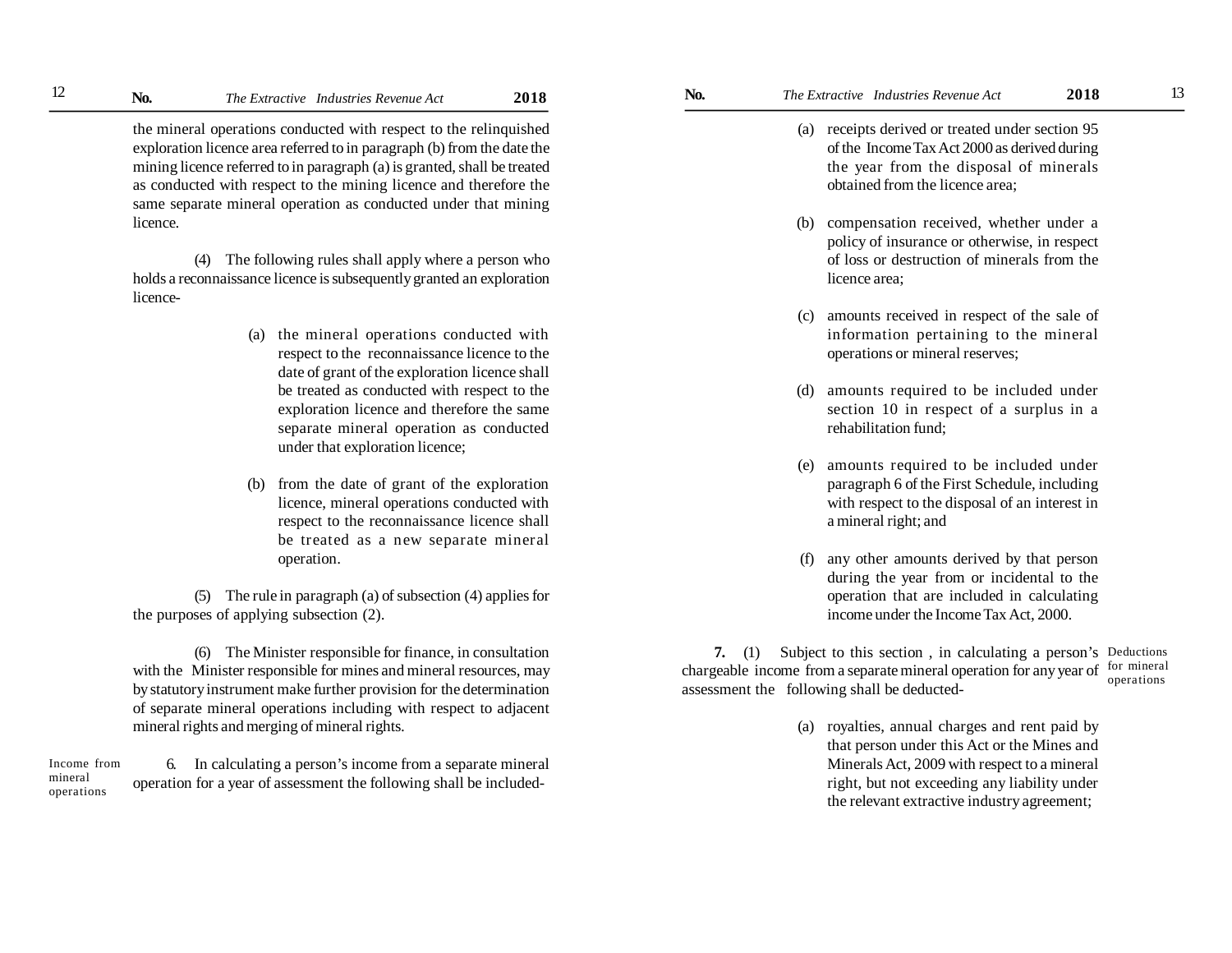the mineral operations conducted with respect to the relinquished exploration licence area referred to in paragraph (b) from the date the mining licence referred to in paragraph (a) is granted, shall be treated as conducted with respect to the mining licence and therefore the same separate mineral operation as conducted under that mining licence.

(4) The following rules shall apply where a person who holds a reconnaissance licence is subsequently granted an exploration licence-

(a) the mineral operations conducted with respect to the reconnaissance licence to the date of grant of the exploration licence shall be treated as conducted with respect to the exploration licence and therefore the same separate mineral operation as conducted under that exploration licence;

(b) from the date of grant of the exploration licence, mineral operations conducted with respect to the reconnaissance licence shall be treated as a new separate mineral operation.

(5) The rule in paragraph (a) of subsection (4) applies for the purposes of applying subsection (2).

(6) The Minister responsible for finance, in consultation with the Minister responsible for mines and mineral resources, may by statutory instrument make further provision for the determination of separate mineral operations including with respect to adjacent mineral rights and merging of mineral rights.

*Income from mineral operations*

6. In calculating a person's income from a separate mineral operation for a year of assessment the following shall be included-

(a) receipts derived or treated under section 95 of the Income Tax Act 2000 as derived during the year from the disposal of minerals obtained from the licence area;

(b) compensation received, whether under a policy of insurance or otherwise, in respect of loss or destruction of minerals from the licence area;

(c) amounts received in respect of the sale of information pertaining to the mineral operations or mineral reserves;

(d) amounts required to be included under section 10 in respect of a surplus in a rehabilitation fund;

(e) amounts required to be included under paragraph 6 of the First Schedule, including with respect to the disposal of an interest in a mineral right; and

(f) any other amounts derived by that person during the year from or incidental to the operation that are included in calculating income under the Income Tax Act, 2000.

*Deductions for mineral operations*

**7.** (1) Subject to this section , in calculating a person's chargeable income from a separate mineral operation for any year of assessment the following shall be deducted-

(a) royalties, annual charges and rent paid by that person under this Act or the Mines and Minerals Act, 2009 with respect to a mineral right, but not exceeding any liability under the relevant extractive industry agreement;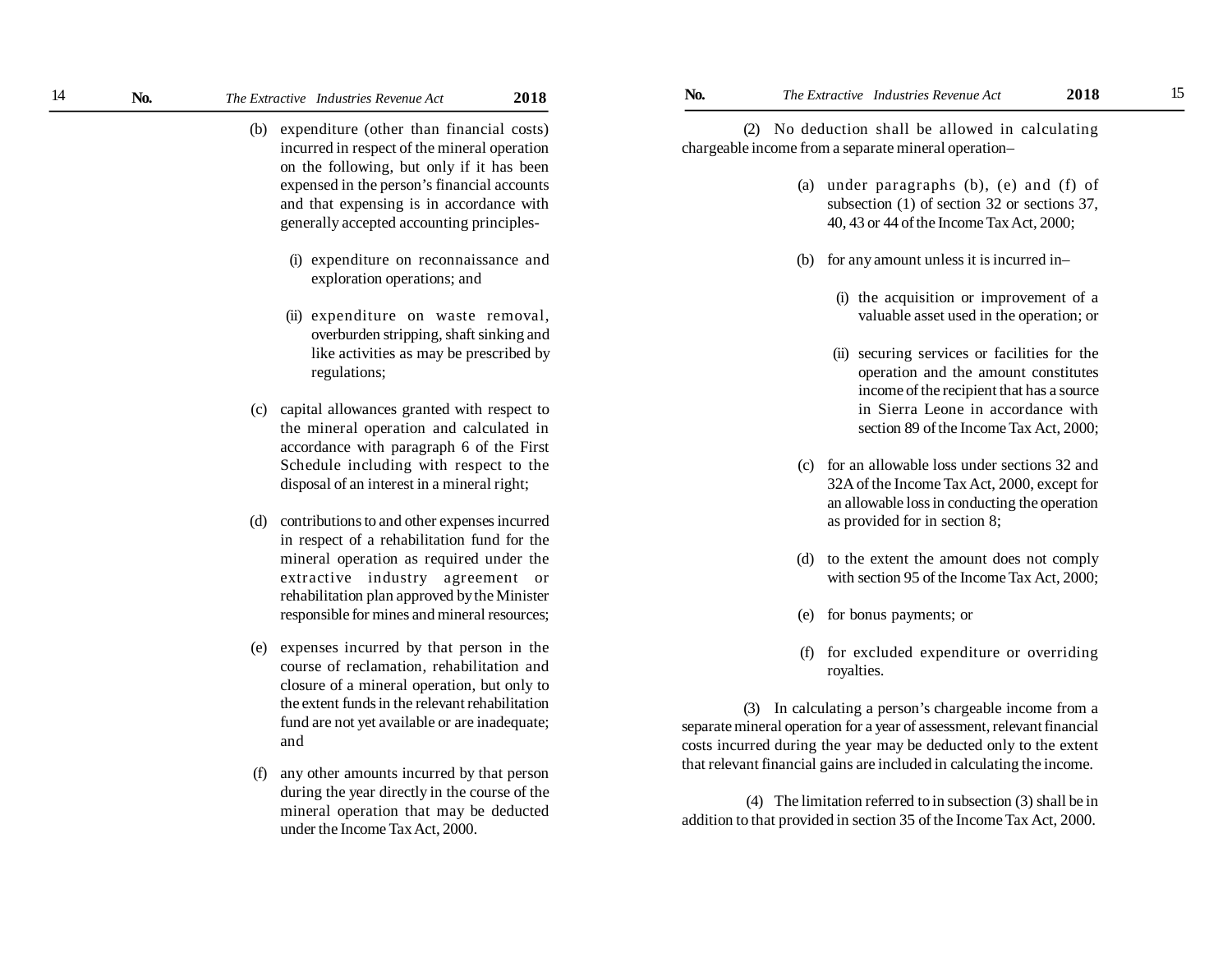(b) expenditure (other than financial costs) incurred in respect of the mineral operation on the following, but only if it has been expensed in the person's financial accounts and that expensing is in accordance with generally accepted accounting principles-

  (i) expenditure on reconnaissance and exploration operations; and

  (ii) expenditure on waste removal, overburden stripping, shaft sinking and like activities as may be prescribed by regulations;

(c) capital allowances granted with respect to the mineral operation and calculated in accordance with paragraph 6 of the First Schedule including with respect to the disposal of an interest in a mineral right;

(d) contributions to and other expenses incurred in respect of a rehabilitation fund for the mineral operation as required under the extractive industry agreement or rehabilitation plan approved by the Minister responsible for mines and mineral resources;

(e) expenses incurred by that person in the course of reclamation, rehabilitation and closure of a mineral operation, but only to the extent funds in the relevant rehabilitation fund are not yet available or are inadequate; and

(f) any other amounts incurred by that person during the year directly in the course of the mineral operation that may be deducted under the Income Tax Act, 2000.

(2) No deduction shall be allowed in calculating chargeable income from a separate mineral operation–

(a) under paragraphs (b), (e) and (f) of subsection (1) of section 32 or sections 37, 40, 43 or 44 of the Income Tax Act, 2000;

(b) for any amount unless it is incurred in–

  (i) the acquisition or improvement of a valuable asset used in the operation; or

  (ii) securing services or facilities for the operation and the amount constitutes income of the recipient that has a source in Sierra Leone in accordance with section 89 of the Income Tax Act, 2000;

(c) for an allowable loss under sections 32 and 32A of the Income Tax Act, 2000, except for an allowable loss in conducting the operation as provided for in section 8;

(d) to the extent the amount does not comply with section 95 of the Income Tax Act, 2000;

(e) for bonus payments; or

(f) for excluded expenditure or overriding royalties.

(3) In calculating a person's chargeable income from a separate mineral operation for a year of assessment, relevant financial costs incurred during the year may be deducted only to the extent that relevant financial gains are included in calculating the income.

(4) The limitation referred to in subsection (3) shall be in addition to that provided in section 35 of the Income Tax Act, 2000.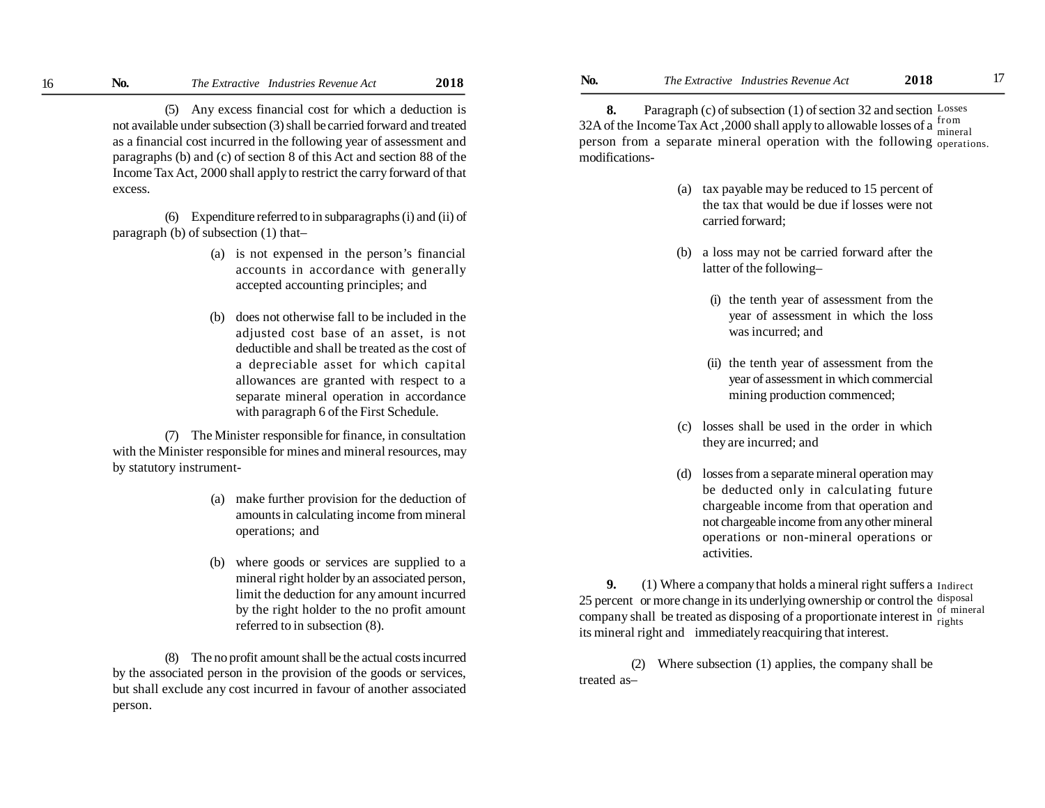(5) Any excess financial cost for which a deduction is not available under subsection (3) shall be carried forward and treated as a financial cost incurred in the following year of assessment and paragraphs (b) and (c) of section 8 of this Act and section 88 of the Income Tax Act, 2000 shall apply to restrict the carry forward of that excess.

(6) Expenditure referred to in subparagraphs (i) and (ii) of paragraph (b) of subsection (1) that–

(a) is not expensed in the person's financial accounts in accordance with generally accepted accounting principles; and

(b) does not otherwise fall to be included in the adjusted cost base of an asset, is not deductible and shall be treated as the cost of a depreciable asset for which capital allowances are granted with respect to a separate mineral operation in accordance with paragraph 6 of the First Schedule.

(7) The Minister responsible for finance, in consultation with the Minister responsible for mines and mineral resources, may by statutory instrument-

(a) make further provision for the deduction of amounts in calculating income from mineral operations; and

(b) where goods or services are supplied to a mineral right holder by an associated person, limit the deduction for any amount incurred by the right holder to the no profit amount referred to in subsection (8).

(8) The no profit amount shall be the actual costs incurred by the associated person in the provision of the goods or services, but shall exclude any cost incurred in favour of another associated person.

**Losses from mineral operations.**

**8.** Paragraph (c) of subsection (1) of section 32 and section 32A of the Income Tax Act ,2000 shall apply to allowable losses of a person from a separate mineral operation with the following modifications-

(a) tax payable may be reduced to 15 percent of the tax that would be due if losses were not carried forward;

(b) a loss may not be carried forward after the latter of the following–

(i) the tenth year of assessment from the year of assessment in which the loss was incurred; and

(ii) the tenth year of assessment from the year of assessment in which commercial mining production commenced;

(c) losses shall be used in the order in which they are incurred; and

(d) losses from a separate mineral operation may be deducted only in calculating future chargeable income from that operation and not chargeable income from any other mineral operations or non-mineral operations or activities.

**Indirect disposal of mineral rights**

**9.** (1) Where a company that holds a mineral right suffers a 25 percent or more change in its underlying ownership or control the company shall be treated as disposing of a proportionate interest in its mineral right and immediately reacquiring that interest.

(2) Where subsection (1) applies, the company shall be treated as–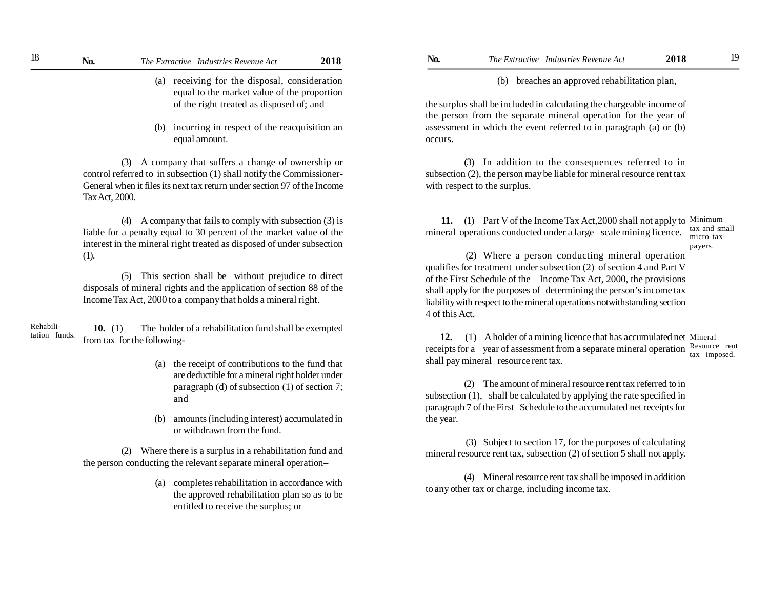(a) receiving for the disposal, consideration equal to the market value of the proportion of the right treated as disposed of; and

(b) incurring in respect of the reacquisition an equal amount.

(3) A company that suffers a change of ownership or control referred to in subsection (1) shall notify the Commissioner-General when it files its next tax return under section 97 of the Income Tax Act, 2000.

(4) A company that fails to comply with subsection (3) is liable for a penalty equal to 30 percent of the market value of the interest in the mineral right treated as disposed of under subsection (1).

(5) This section shall be without prejudice to direct disposals of mineral rights and the application of section 88 of the Income Tax Act, 2000 to a company that holds a mineral right.

*Rehabilitation funds.*

**10.** (1) The holder of a rehabilitation fund shall be exempted from tax for the following-

(a) the receipt of contributions to the fund that are deductible for a mineral right holder under paragraph (d) of subsection (1) of section 7; and

(b) amounts (including interest) accumulated in or withdrawn from the fund.

(2) Where there is a surplus in a rehabilitation fund and the person conducting the relevant separate mineral operation–

(a) completes rehabilitation in accordance with the approved rehabilitation plan so as to be entitled to receive the surplus; or

(b) breaches an approved rehabilitation plan,

the surplus shall be included in calculating the chargeable income of the person from the separate mineral operation for the year of assessment in which the event referred to in paragraph (a) or (b) occurs.

(3) In addition to the consequences referred to in subsection (2), the person may be liable for mineral resource rent tax with respect to the surplus.

*Minimum tax and small micro tax-payers.*

**11.** (1) Part V of the Income Tax Act,2000 shall not apply to mineral operations conducted under a large –scale mining licence.

(2) Where a person conducting mineral operation qualifies for treatment under subsection (2) of section 4 and Part V of the First Schedule of the Income Tax Act, 2000, the provisions shall apply for the purposes of determining the person's income tax liability with respect to the mineral operations notwithstanding section 4 of this Act.

*Mineral Resource rent tax imposed.*

**12.** (1) A holder of a mining licence that has accumulated net receipts for a year of assessment from a separate mineral operation shall pay mineral resource rent tax.

(2) The amount of mineral resource rent tax referred to in subsection (1), shall be calculated by applying the rate specified in paragraph 7 of the First Schedule to the accumulated net receipts for the year.

(3) Subject to section 17, for the purposes of calculating mineral resource rent tax, subsection (2) of section 5 shall not apply.

(4) Mineral resource rent tax shall be imposed in addition to any other tax or charge, including income tax.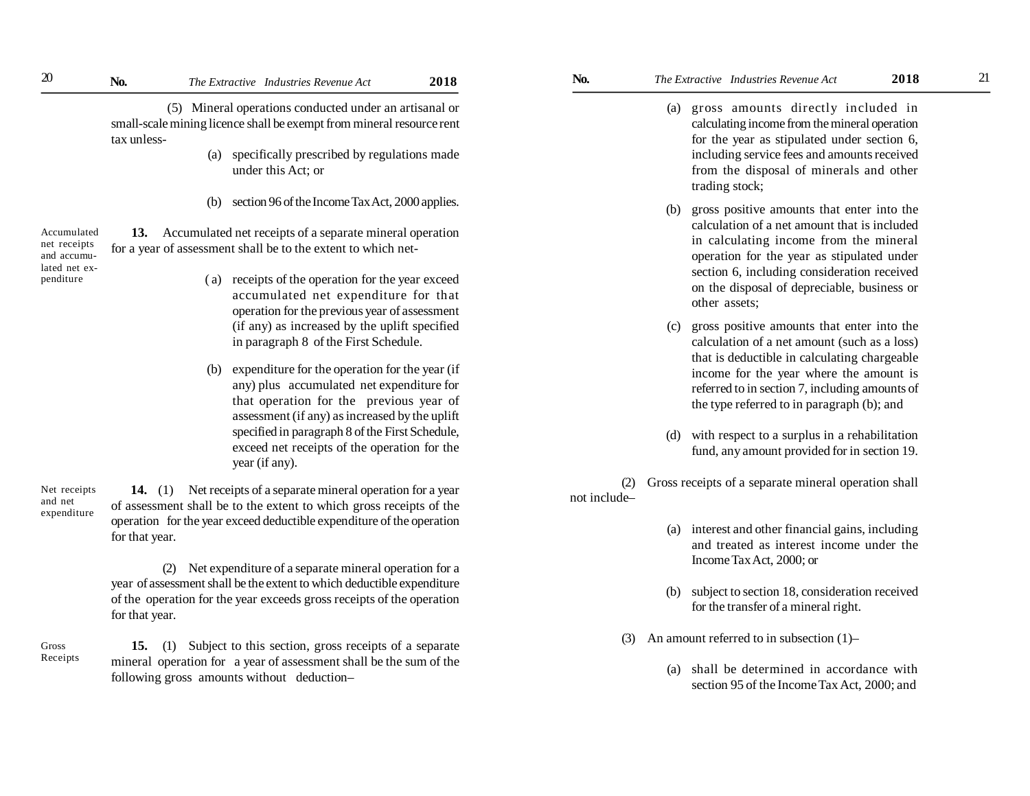(5) Mineral operations conducted under an artisanal or small-scale mining licence shall be exempt from mineral resource rent tax unless-

(a) specifically prescribed by regulations made under this Act; or

(b) section 96 of the Income Tax Act, 2000 applies.

*Accumulated net receipts and accumulated net expenditure*

**13.** Accumulated net receipts of a separate mineral operation for a year of assessment shall be to the extent to which net-

(a) receipts of the operation for the year exceed accumulated net expenditure for that operation for the previous year of assessment (if any) as increased by the uplift specified in paragraph 8 of the First Schedule.

(b) expenditure for the operation for the year (if any) plus accumulated net expenditure for that operation for the previous year of assessment (if any) as increased by the uplift specified in paragraph 8 of the First Schedule, exceed net receipts of the operation for the year (if any).

*Net receipts and net expenditure*

**14.** (1) Net receipts of a separate mineral operation for a year of assessment shall be to the extent to which gross receipts of the operation for the year exceed deductible expenditure of the operation for that year.

(2) Net expenditure of a separate mineral operation for a year of assessment shall be the extent to which deductible expenditure of the operation for the year exceeds gross receipts of the operation for that year.

*Gross Receipts*

**15.** (1) Subject to this section, gross receipts of a separate mineral operation for a year of assessment shall be the sum of the following gross amounts without deduction–

(a) gross amounts directly included in calculating income from the mineral operation for the year as stipulated under section 6, including service fees and amounts received from the disposal of minerals and other trading stock;

(b) gross positive amounts that enter into the calculation of a net amount that is included in calculating income from the mineral operation for the year as stipulated under section 6, including consideration received on the disposal of depreciable, business or other assets;

(c) gross positive amounts that enter into the calculation of a net amount (such as a loss) that is deductible in calculating chargeable income for the year where the amount is referred to in section 7, including amounts of the type referred to in paragraph (b); and

(d) with respect to a surplus in a rehabilitation fund, any amount provided for in section 19.

(2) Gross receipts of a separate mineral operation shall not include–

(a) interest and other financial gains, including and treated as interest income under the Income Tax Act, 2000; or

(b) subject to section 18, consideration received for the transfer of a mineral right.

(3) An amount referred to in subsection (1)–

(a) shall be determined in accordance with section 95 of the Income Tax Act, 2000; and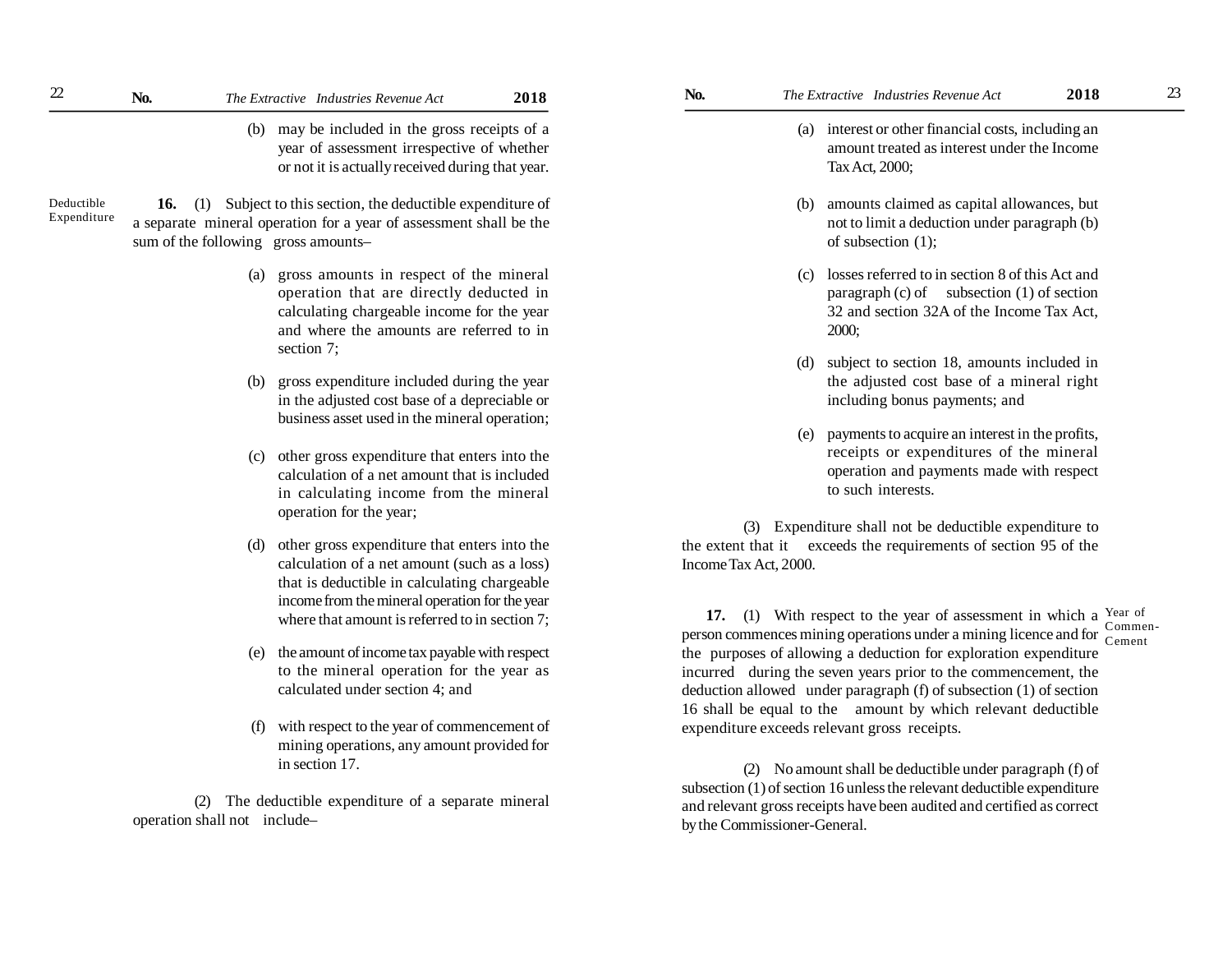(b) may be included in the gross receipts of a year of assessment irrespective of whether or not it is actually received during that year.

Deductible Expenditure

**16.** (1) Subject to this section, the deductible expenditure of a separate mineral operation for a year of assessment shall be the sum of the following gross amounts–

(a) gross amounts in respect of the mineral operation that are directly deducted in calculating chargeable income for the year and where the amounts are referred to in section 7;

(b) gross expenditure included during the year in the adjusted cost base of a depreciable or business asset used in the mineral operation;

(c) other gross expenditure that enters into the calculation of a net amount that is included in calculating income from the mineral operation for the year;

(d) other gross expenditure that enters into the calculation of a net amount (such as a loss) that is deductible in calculating chargeable income from the mineral operation for the year where that amount is referred to in section 7;

(e) the amount of income tax payable with respect to the mineral operation for the year as calculated under section 4; and

(f) with respect to the year of commencement of mining operations, any amount provided for in section 17.

(2) The deductible expenditure of a separate mineral operation shall not include–

(a) interest or other financial costs, including an amount treated as interest under the Income Tax Act, 2000;

(b) amounts claimed as capital allowances, but not to limit a deduction under paragraph (b) of subsection (1);

(c) losses referred to in section 8 of this Act and paragraph (c) of subsection (1) of section 32 and section 32A of the Income Tax Act, 2000;

(d) subject to section 18, amounts included in the adjusted cost base of a mineral right including bonus payments; and

(e) payments to acquire an interest in the profits, receipts or expenditures of the mineral operation and payments made with respect to such interests.

(3) Expenditure shall not be deductible expenditure to the extent that it exceeds the requirements of section 95 of the Income Tax Act, 2000.

Year of Commen-Cement

**17.** (1) With respect to the year of assessment in which a person commences mining operations under a mining licence and for the purposes of allowing a deduction for exploration expenditure incurred during the seven years prior to the commencement, the deduction allowed under paragraph (f) of subsection (1) of section 16 shall be equal to the amount by which relevant deductible expenditure exceeds relevant gross receipts.

(2) No amount shall be deductible under paragraph (f) of subsection (1) of section 16 unless the relevant deductible expenditure and relevant gross receipts have been audited and certified as correct by the Commissioner-General.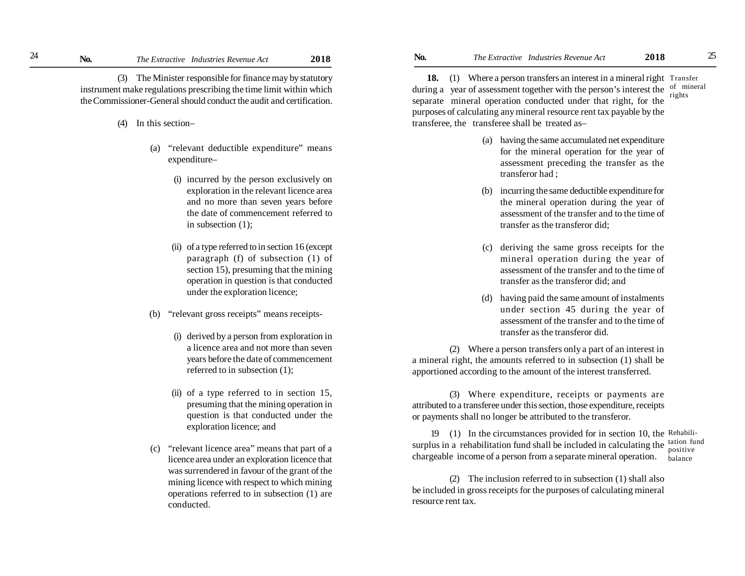(3) The Minister responsible for finance may by statutory instrument make regulations prescribing the time limit within which the Commissioner-General should conduct the audit and certification.

(4) In this section–

(a) "relevant deductible expenditure" means expenditure–

(i) incurred by the person exclusively on exploration in the relevant licence area and no more than seven years before the date of commencement referred to in subsection (1);

(ii) of a type referred to in section 16 (except paragraph (f) of subsection (1) of section 15), presuming that the mining operation in question is that conducted under the exploration licence;

(b) "relevant gross receipts" means receipts-

(i) derived by a person from exploration in a licence area and not more than seven years before the date of commencement referred to in subsection (1);

(ii) of a type referred to in section 15, presuming that the mining operation in question is that conducted under the exploration licence; and

(c) "relevant licence area" means that part of a licence area under an exploration licence that was surrendered in favour of the grant of the mining licence with respect to which mining operations referred to in subsection (1) are conducted.

**18.** (1) Where a person transfers an interest in a mineral right during a year of assessment together with the person's interest the separate mineral operation conducted under that right, for the purposes of calculating any mineral resource rent tax payable by the transferee, the transferee shall be treated as–

*Transfer of mineral rights*

(a) having the same accumulated net expenditure for the mineral operation for the year of assessment preceding the transfer as the transferor had ;

(b) incurring the same deductible expenditure for the mineral operation during the year of assessment of the transfer and to the time of transfer as the transferor did;

(c) deriving the same gross receipts for the mineral operation during the year of assessment of the transfer and to the time of transfer as the transferor did; and

(d) having paid the same amount of instalments under section 45 during the year of assessment of the transfer and to the time of transfer as the transferor did.

(2) Where a person transfers only a part of an interest in a mineral right, the amounts referred to in subsection (1) shall be apportioned according to the amount of the interest transferred.

(3) Where expenditure, receipts or payments are attributed to a transferee under this section, those expenditure, receipts or payments shall no longer be attributed to the transferor.

19 (1) In the circumstances provided for in section 10, the surplus in a rehabilitation fund shall be included in calculating the chargeable income of a person from a separate mineral operation.

*Rehabilitation fund positive balance*

(2) The inclusion referred to in subsection (1) shall also be included in gross receipts for the purposes of calculating mineral resource rent tax.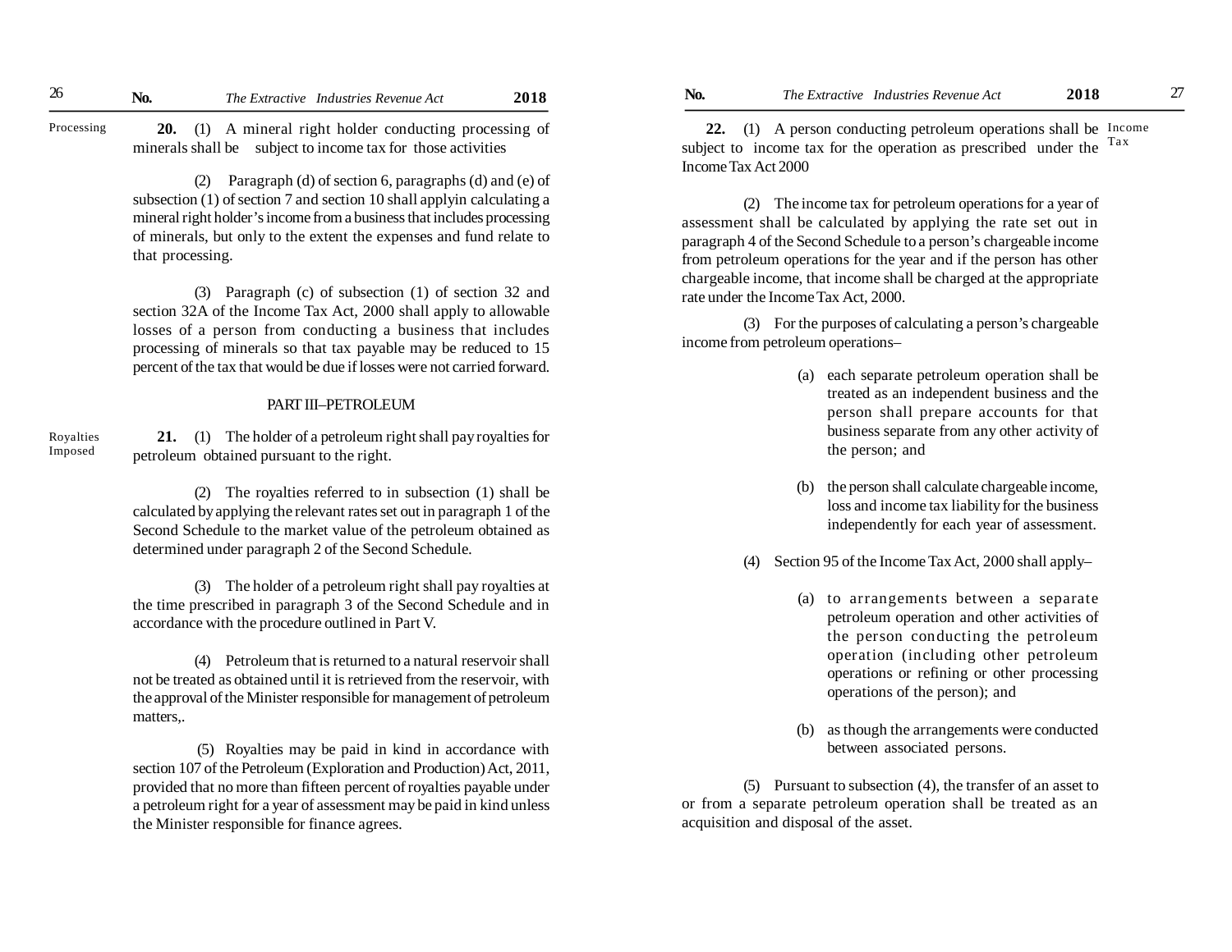Processing

**20.** (1) A mineral right holder conducting processing of minerals shall be subject to income tax for those activities

(2) Paragraph (d) of section 6, paragraphs (d) and (e) of subsection (1) of section 7 and section 10 shall applyin calculating a mineral right holder's income from a business that includes processing of minerals, but only to the extent the expenses and fund relate to that processing.

(3) Paragraph (c) of subsection (1) of section 32 and section 32A of the Income Tax Act, 2000 shall apply to allowable losses of a person from conducting a business that includes processing of minerals so that tax payable may be reduced to 15 percent of the tax that would be due if losses were not carried forward.

## PART III–PETROLEUM

Royalties Imposed

**21.** (1) The holder of a petroleum right shall pay royalties for petroleum obtained pursuant to the right.

(2) The royalties referred to in subsection (1) shall be calculated by applying the relevant rates set out in paragraph 1 of the Second Schedule to the market value of the petroleum obtained as determined under paragraph 2 of the Second Schedule.

(3) The holder of a petroleum right shall pay royalties at the time prescribed in paragraph 3 of the Second Schedule and in accordance with the procedure outlined in Part V.

(4) Petroleum that is returned to a natural reservoir shall not be treated as obtained until it is retrieved from the reservoir, with the approval of the Minister responsible for management of petroleum matters,.

(5) Royalties may be paid in kind in accordance with section 107 of the Petroleum (Exploration and Production) Act, 2011, provided that no more than fifteen percent of royalties payable under a petroleum right for a year of assessment may be paid in kind unless the Minister responsible for finance agrees.

Income Tax

**22.** (1) A person conducting petroleum operations shall be subject to income tax for the operation as prescribed under the Income Tax Act 2000

(2) The income tax for petroleum operations for a year of assessment shall be calculated by applying the rate set out in paragraph 4 of the Second Schedule to a person's chargeable income from petroleum operations for the year and if the person has other chargeable income, that income shall be charged at the appropriate rate under the Income Tax Act, 2000.

(3) For the purposes of calculating a person's chargeable income from petroleum operations–

(a) each separate petroleum operation shall be treated as an independent business and the person shall prepare accounts for that business separate from any other activity of the person; and

(b) the person shall calculate chargeable income, loss and income tax liability for the business independently for each year of assessment.

(4) Section 95 of the Income Tax Act, 2000 shall apply–

(a) to arrangements between a separate petroleum operation and other activities of the person conducting the petroleum operation (including other petroleum operations or refining or other processing operations of the person); and

(b) as though the arrangements were conducted between associated persons.

(5) Pursuant to subsection (4), the transfer of an asset to or from a separate petroleum operation shall be treated as an acquisition and disposal of the asset.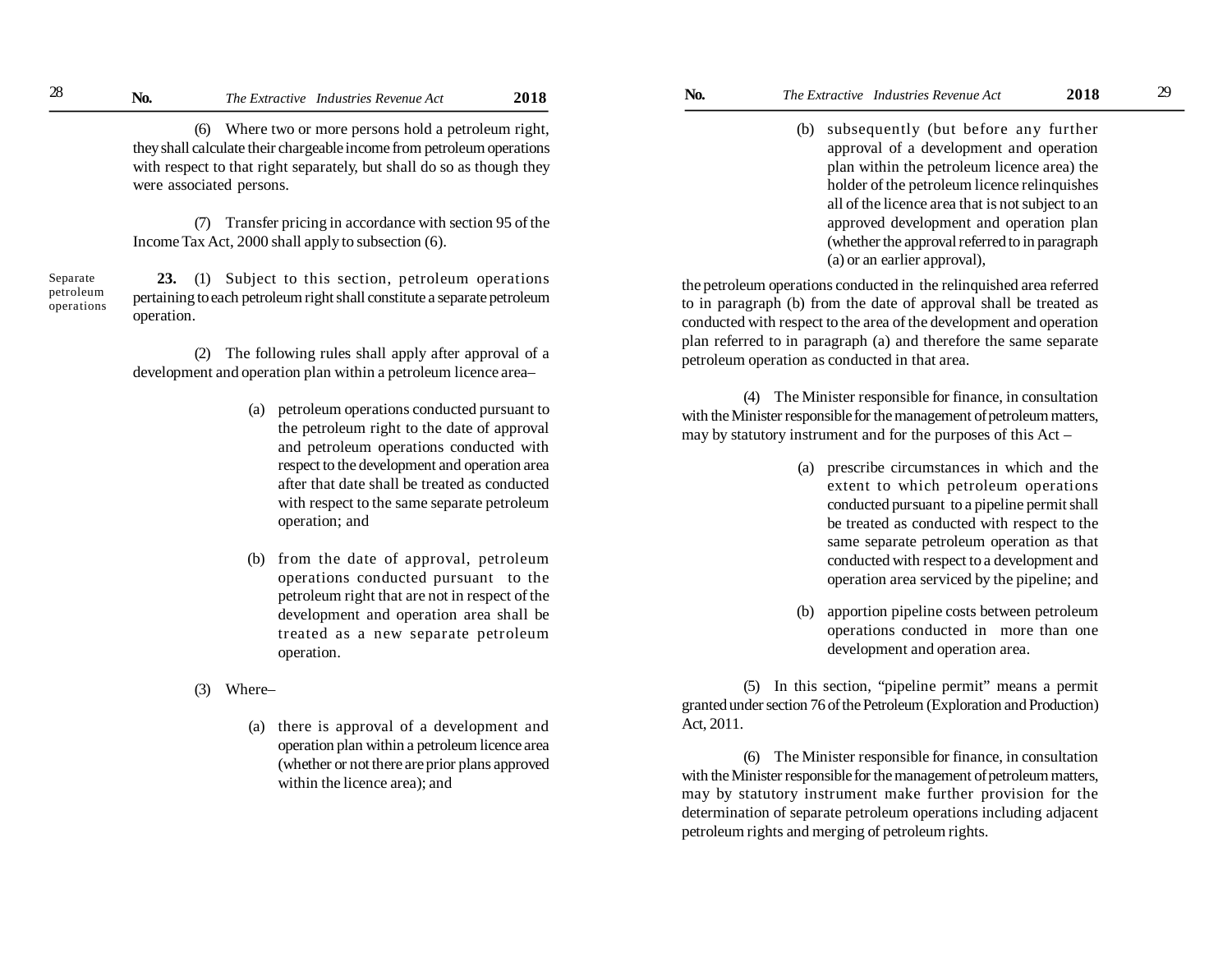(6) Where two or more persons hold a petroleum right, they shall calculate their chargeable income from petroleum operations with respect to that right separately, but shall do so as though they were associated persons.

(7) Transfer pricing in accordance with section 95 of the Income Tax Act, 2000 shall apply to subsection (6).

Separate petroleum operations

**23.** (1) Subject to this section, petroleum operations pertaining to each petroleum right shall constitute a separate petroleum operation.

(2) The following rules shall apply after approval of a development and operation plan within a petroleum licence area–

(a) petroleum operations conducted pursuant to the petroleum right to the date of approval and petroleum operations conducted with respect to the development and operation area after that date shall be treated as conducted with respect to the same separate petroleum operation; and

(b) from the date of approval, petroleum operations conducted pursuant to the petroleum right that are not in respect of the development and operation area shall be treated as a new separate petroleum operation.

(3) Where–

(a) there is approval of a development and operation plan within a petroleum licence area (whether or not there are prior plans approved within the licence area); and

(b) subsequently (but before any further approval of a development and operation plan within the petroleum licence area) the holder of the petroleum licence relinquishes all of the licence area that is not subject to an approved development and operation plan (whether the approval referred to in paragraph (a) or an earlier approval),

the petroleum operations conducted in the relinquished area referred to in paragraph (b) from the date of approval shall be treated as conducted with respect to the area of the development and operation plan referred to in paragraph (a) and therefore the same separate petroleum operation as conducted in that area.

(4) The Minister responsible for finance, in consultation with the Minister responsible for the management of petroleum matters, may by statutory instrument and for the purposes of this Act –

(a) prescribe circumstances in which and the extent to which petroleum operations conducted pursuant to a pipeline permit shall be treated as conducted with respect to the same separate petroleum operation as that conducted with respect to a development and operation area serviced by the pipeline; and

(b) apportion pipeline costs between petroleum operations conducted in more than one development and operation area.

(5) In this section, "pipeline permit" means a permit granted under section 76 of the Petroleum (Exploration and Production) Act, 2011.

(6) The Minister responsible for finance, in consultation with the Minister responsible for the management of petroleum matters, may by statutory instrument make further provision for the determination of separate petroleum operations including adjacent petroleum rights and merging of petroleum rights.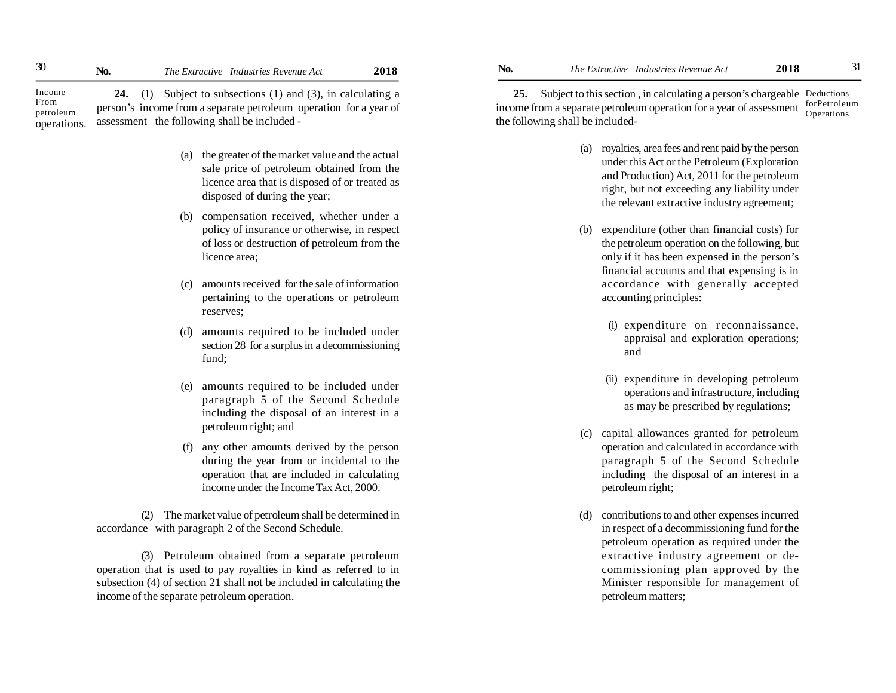**Income From petroleum operations.**

**24.** (1) Subject to subsections (1) and (3), in calculating a person's income from a separate petroleum operation for a year of assessment the following shall be included -

(a) the greater of the market value and the actual sale price of petroleum obtained from the licence area that is disposed of or treated as disposed of during the year;

(b) compensation received, whether under a policy of insurance or otherwise, in respect of loss or destruction of petroleum from the licence area;

(c) amounts received for the sale of information pertaining to the operations or petroleum reserves;

(d) amounts required to be included under section 28 for a surplus in a decommissioning fund;

(e) amounts required to be included under paragraph 5 of the Second Schedule including the disposal of an interest in a petroleum right; and

(f) any other amounts derived by the person during the year from or incidental to the operation that are included in calculating income under the Income Tax Act, 2000.

(2) The market value of petroleum shall be determined in accordance with paragraph 2 of the Second Schedule.

(3) Petroleum obtained from a separate petroleum operation that is used to pay royalties in kind as referred to in subsection (4) of section 21 shall not be included in calculating the income of the separate petroleum operation.

**Deductions forPetroleum Operations**

**25.** Subject to this section , in calculating a person's chargeable income from a separate petroleum operation for a year of assessment the following shall be included-

(a) royalties, area fees and rent paid by the person under this Act or the Petroleum (Exploration and Production) Act, 2011 for the petroleum right, but not exceeding any liability under the relevant extractive industry agreement;

(b) expenditure (other than financial costs) for the petroleum operation on the following, but only if it has been expensed in the person's financial accounts and that expensing is in accordance with generally accepted accounting principles:

(i) expenditure on reconnaissance, appraisal and exploration operations; and

(ii) expenditure in developing petroleum operations and infrastructure, including as may be prescribed by regulations;

(c) capital allowances granted for petroleum operation and calculated in accordance with paragraph 5 of the Second Schedule including the disposal of an interest in a petroleum right;

(d) contributions to and other expenses incurred in respect of a decommissioning fund for the petroleum operation as required under the extractive industry agreement or de-commissioning plan approved by the Minister responsible for management of petroleum matters;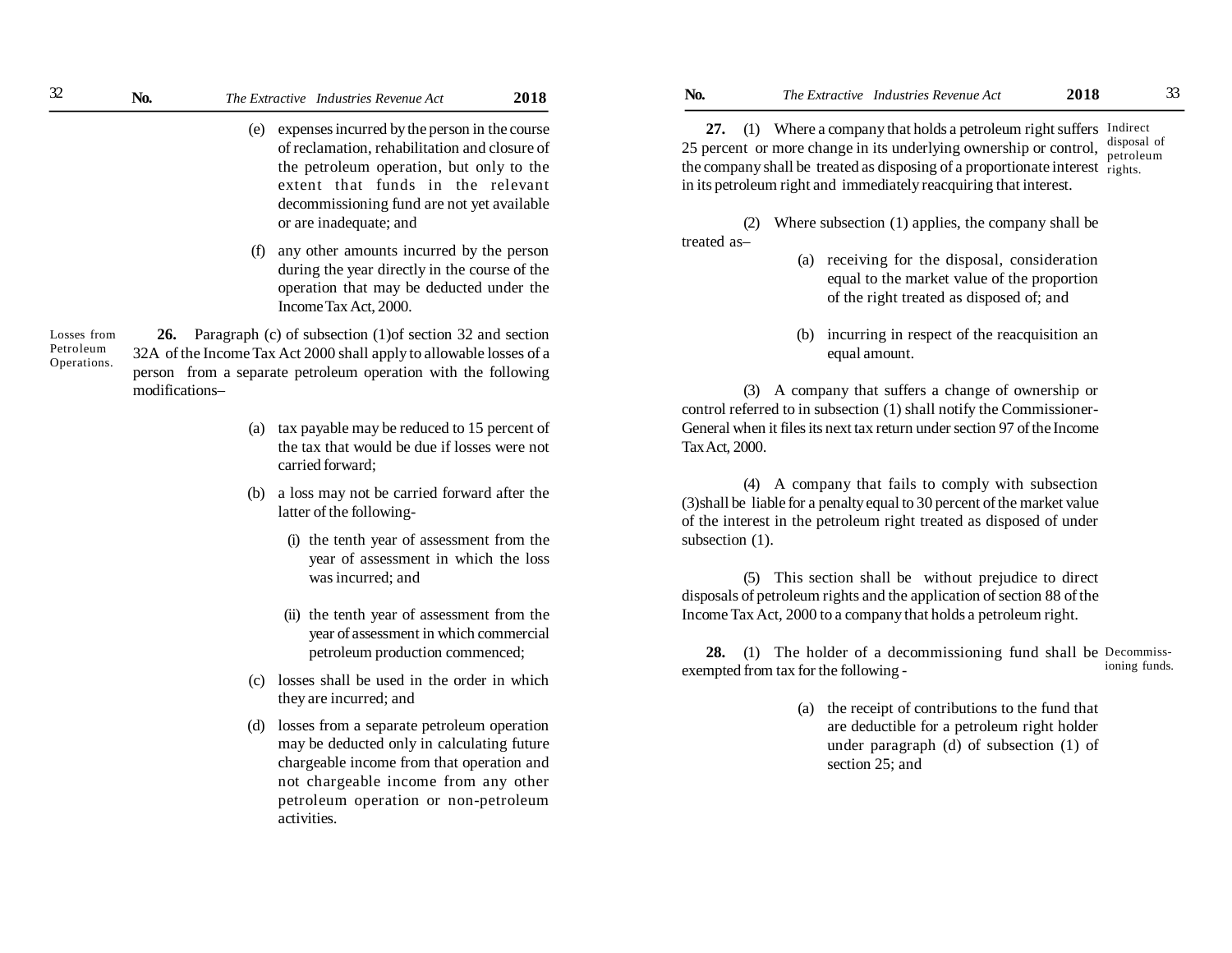(e) expenses incurred by the person in the course of reclamation, rehabilitation and closure of the petroleum operation, but only to the extent that funds in the relevant decommissioning fund are not yet available or are inadequate; and

(f) any other amounts incurred by the person during the year directly in the course of the operation that may be deducted under the Income Tax Act, 2000.

Losses from Petroleum Operations.

**26.** Paragraph (c) of subsection (1)of section 32 and section 32A of the Income Tax Act 2000 shall apply to allowable losses of a person from a separate petroleum operation with the following modifications–

(a) tax payable may be reduced to 15 percent of the tax that would be due if losses were not carried forward;

(b) a loss may not be carried forward after the latter of the following-

(i) the tenth year of assessment from the year of assessment in which the loss was incurred; and

(ii) the tenth year of assessment from the year of assessment in which commercial petroleum production commenced;

(c) losses shall be used in the order in which they are incurred; and

(d) losses from a separate petroleum operation may be deducted only in calculating future chargeable income from that operation and not chargeable income from any other petroleum operation or non-petroleum activities.

Indirect disposal of petroleum rights.

**27.** (1) Where a company that holds a petroleum right suffers 25 percent or more change in its underlying ownership or control, the company shall be treated as disposing of a proportionate interest in its petroleum right and immediately reacquiring that interest.

(2) Where subsection (1) applies, the company shall be treated as–

(a) receiving for the disposal, consideration equal to the market value of the proportion of the right treated as disposed of; and

(b) incurring in respect of the reacquisition an equal amount.

(3) A company that suffers a change of ownership or control referred to in subsection (1) shall notify the Commissioner-General when it files its next tax return under section 97 of the Income Tax Act, 2000.

(4) A company that fails to comply with subsection (3)shall be liable for a penalty equal to 30 percent of the market value of the interest in the petroleum right treated as disposed of under subsection (1).

(5) This section shall be without prejudice to direct disposals of petroleum rights and the application of section 88 of the Income Tax Act, 2000 to a company that holds a petroleum right.

Decommissioning funds.

**28.** (1) The holder of a decommissioning fund shall be exempted from tax for the following -

(a) the receipt of contributions to the fund that are deductible for a petroleum right holder under paragraph (d) of subsection (1) of section 25; and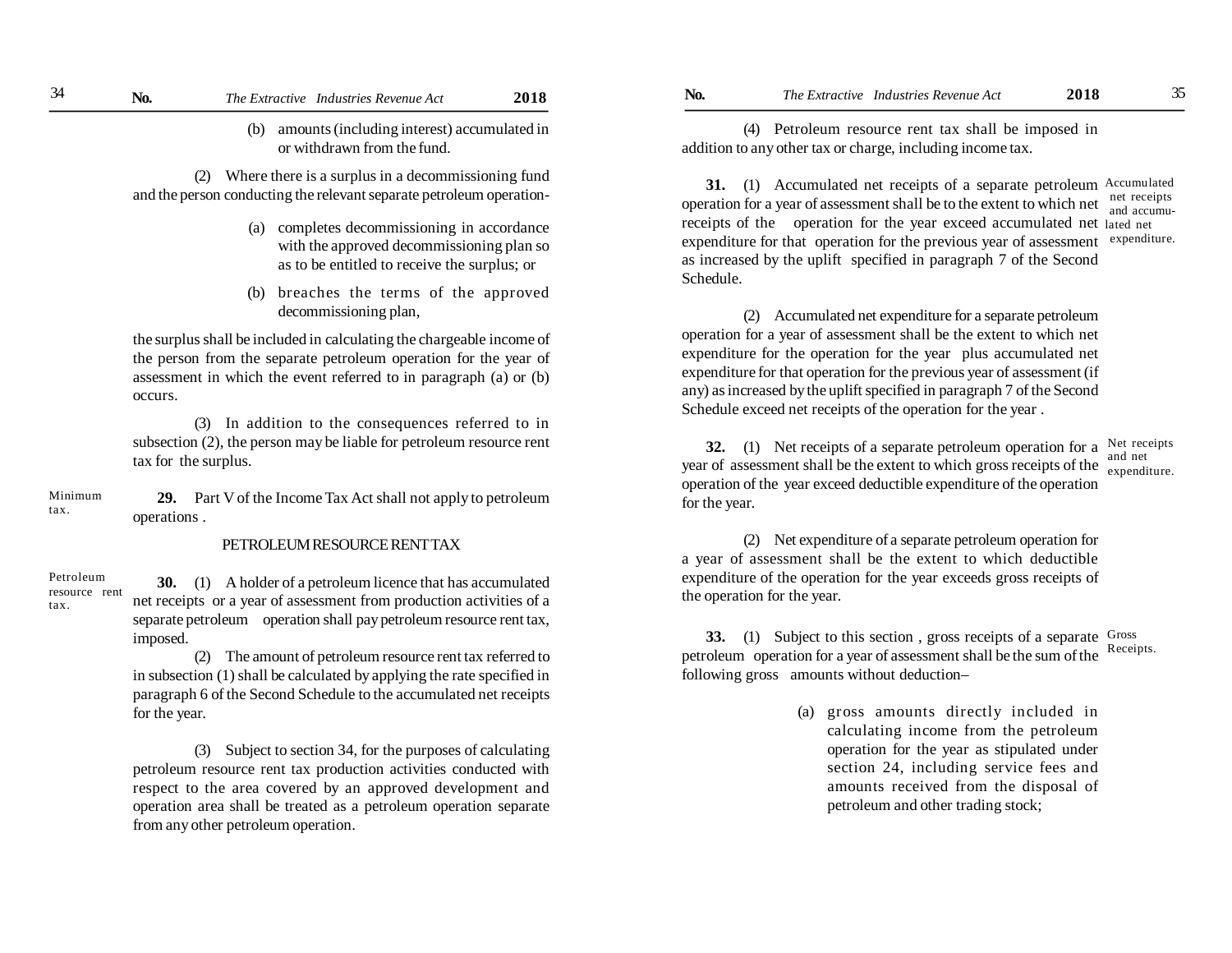(b) amounts (including interest) accumulated in or withdrawn from the fund.

(2) Where there is a surplus in a decommissioning fund and the person conducting the relevant separate petroleum operation-

(a) completes decommissioning in accordance with the approved decommissioning plan so as to be entitled to receive the surplus; or

(b) breaches the terms of the approved decommissioning plan,

the surplus shall be included in calculating the chargeable income of the person from the separate petroleum operation for the year of assessment in which the event referred to in paragraph (a) or (b) occurs.

(3) In addition to the consequences referred to in subsection (2), the person may be liable for petroleum resource rent tax for the surplus.

Minimum tax.

**29.** Part V of the Income Tax Act shall not apply to petroleum operations .

## PETROLEUM RESOURCE RENT TAX

Petroleum resource rent tax.

**30.** (1) A holder of a petroleum licence that has accumulated net receipts or a year of assessment from production activities of a separate petroleum operation shall pay petroleum resource rent tax, imposed.

(2) The amount of petroleum resource rent tax referred to in subsection (1) shall be calculated by applying the rate specified in paragraph 6 of the Second Schedule to the accumulated net receipts for the year.

(3) Subject to section 34, for the purposes of calculating petroleum resource rent tax production activities conducted with respect to the area covered by an approved development and operation area shall be treated as a petroleum operation separate from any other petroleum operation.

(4) Petroleum resource rent tax shall be imposed in addition to any other tax or charge, including income tax.

Accumulated net receipts and accumulated net expenditure.

**31.** (1) Accumulated net receipts of a separate petroleum operation for a year of assessment shall be to the extent to which net receipts of the operation for the year exceed accumulated net expenditure for that operation for the previous year of assessment as increased by the uplift specified in paragraph 7 of the Second Schedule.

(2) Accumulated net expenditure for a separate petroleum operation for a year of assessment shall be the extent to which net expenditure for the operation for the year plus accumulated net expenditure for that operation for the previous year of assessment (if any) as increased by the uplift specified in paragraph 7 of the Second Schedule exceed net receipts of the operation for the year .

Net receipts and net expenditure.

**32.** (1) Net receipts of a separate petroleum operation for a year of assessment shall be the extent to which gross receipts of the operation of the year exceed deductible expenditure of the operation for the year.

(2) Net expenditure of a separate petroleum operation for a year of assessment shall be the extent to which deductible expenditure of the operation for the year exceeds gross receipts of the operation for the year.

Gross Receipts.

**33.** (1) Subject to this section , gross receipts of a separate petroleum operation for a year of assessment shall be the sum of the following gross amounts without deduction–

(a) gross amounts directly included in calculating income from the petroleum operation for the year as stipulated under section 24, including service fees and amounts received from the disposal of petroleum and other trading stock;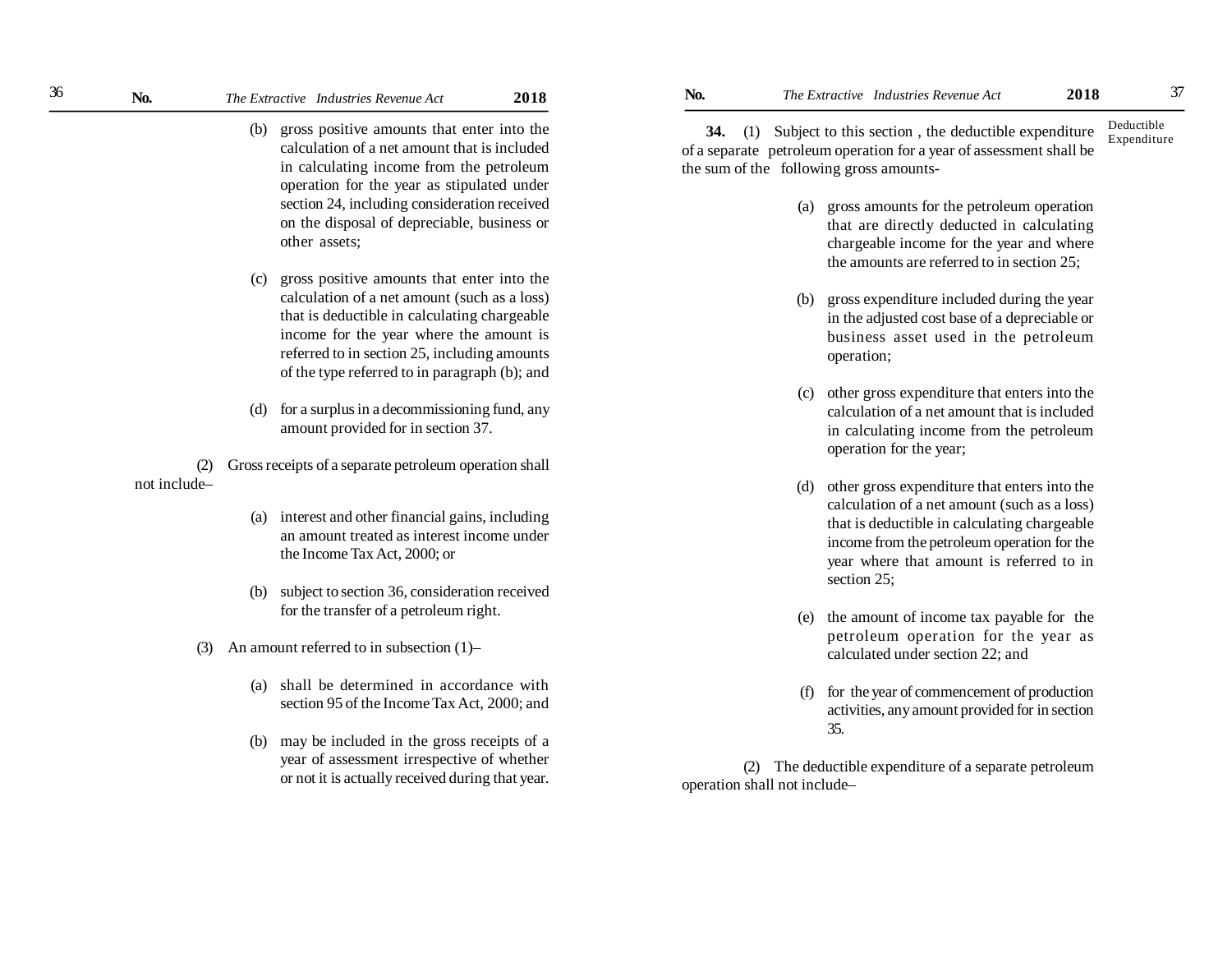(b) gross positive amounts that enter into the calculation of a net amount that is included in calculating income from the petroleum operation for the year as stipulated under section 24, including consideration received on the disposal of depreciable, business or other assets;

(c) gross positive amounts that enter into the calculation of a net amount (such as a loss) that is deductible in calculating chargeable income for the year where the amount is referred to in section 25, including amounts of the type referred to in paragraph (b); and

(d) for a surplus in a decommissioning fund, any amount provided for in section 37.

(2) Gross receipts of a separate petroleum operation shall not include–

(a) interest and other financial gains, including an amount treated as interest income under the Income Tax Act, 2000; or

(b) subject to section 36, consideration received for the transfer of a petroleum right.

(3) An amount referred to in subsection (1)–

(a) shall be determined in accordance with section 95 of the Income Tax Act, 2000; and

(b) may be included in the gross receipts of a year of assessment irrespective of whether or not it is actually received during that year.

Deductible Expenditure

**34.** (1) Subject to this section , the deductible expenditure of a separate petroleum operation for a year of assessment shall be the sum of the following gross amounts-

(a) gross amounts for the petroleum operation that are directly deducted in calculating chargeable income for the year and where the amounts are referred to in section 25;

(b) gross expenditure included during the year in the adjusted cost base of a depreciable or business asset used in the petroleum operation;

(c) other gross expenditure that enters into the calculation of a net amount that is included in calculating income from the petroleum operation for the year;

(d) other gross expenditure that enters into the calculation of a net amount (such as a loss) that is deductible in calculating chargeable income from the petroleum operation for the year where that amount is referred to in section 25;

(e) the amount of income tax payable for the petroleum operation for the year as calculated under section 22; and

(f) for the year of commencement of production activities, any amount provided for in section 35.

(2) The deductible expenditure of a separate petroleum operation shall not include–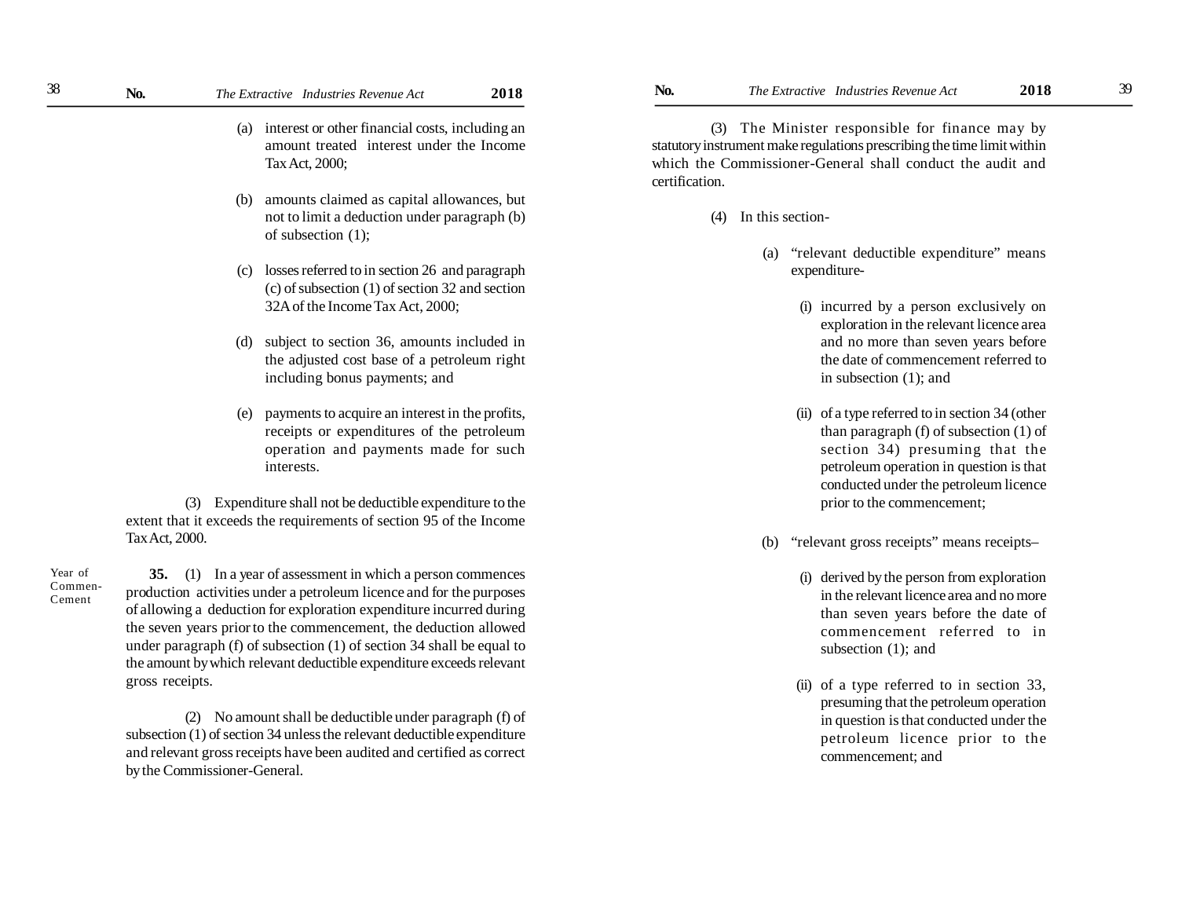(a) interest or other financial costs, including an amount treated interest under the Income Tax Act, 2000;

(b) amounts claimed as capital allowances, but not to limit a deduction under paragraph (b) of subsection (1);

(c) losses referred to in section 26 and paragraph (c) of subsection (1) of section 32 and section 32A of the Income Tax Act, 2000;

(d) subject to section 36, amounts included in the adjusted cost base of a petroleum right including bonus payments; and

(e) payments to acquire an interest in the profits, receipts or expenditures of the petroleum operation and payments made for such interests.

(3) Expenditure shall not be deductible expenditure to the extent that it exceeds the requirements of section 95 of the Income Tax Act, 2000.

Year of Commen-Cement

**35.** (1) In a year of assessment in which a person commences production activities under a petroleum licence and for the purposes of allowing a deduction for exploration expenditure incurred during the seven years prior to the commencement, the deduction allowed under paragraph (f) of subsection (1) of section 34 shall be equal to the amount by which relevant deductible expenditure exceeds relevant gross receipts.

(2) No amount shall be deductible under paragraph (f) of subsection (1) of section 34 unless the relevant deductible expenditure and relevant gross receipts have been audited and certified as correct by the Commissioner-General.

(3) The Minister responsible for finance may by statutory instrument make regulations prescribing the time limit within which the Commissioner-General shall conduct the audit and certification.

(4) In this section-

(a) "relevant deductible expenditure" means expenditure-

(i) incurred by a person exclusively on exploration in the relevant licence area and no more than seven years before the date of commencement referred to in subsection (1); and

(ii) of a type referred to in section 34 (other than paragraph (f) of subsection (1) of section 34) presuming that the petroleum operation in question is that conducted under the petroleum licence prior to the commencement;

(b) "relevant gross receipts" means receipts–

(i) derived by the person from exploration in the relevant licence area and no more than seven years before the date of commencement referred to in subsection (1); and

(ii) of a type referred to in section 33, presuming that the petroleum operation in question is that conducted under the petroleum licence prior to the commencement; and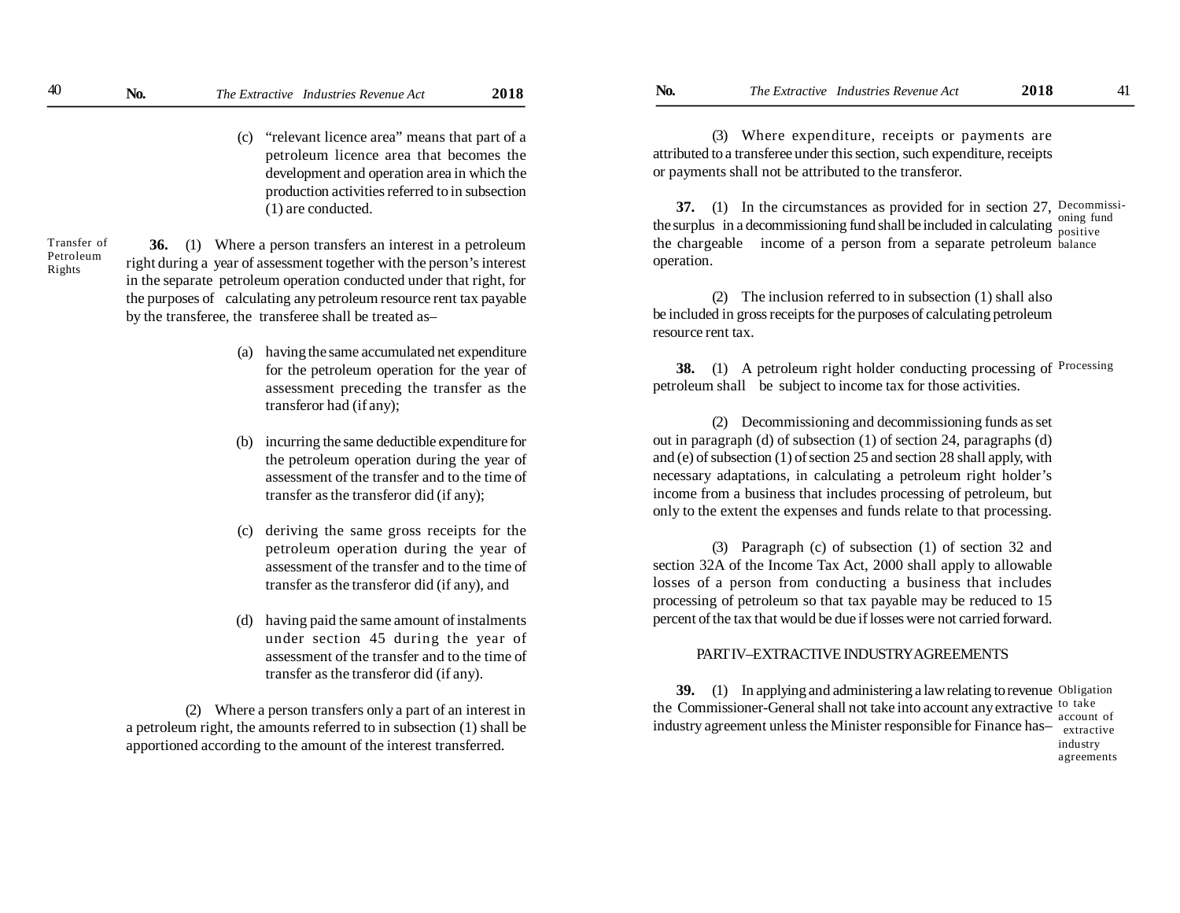(c) "relevant licence area" means that part of a petroleum licence area that becomes the development and operation area in which the production activities referred to in subsection (1) are conducted.

Transfer of Petroleum Rights

**36.** (1) Where a person transfers an interest in a petroleum right during a year of assessment together with the person's interest in the separate petroleum operation conducted under that right, for the purposes of calculating any petroleum resource rent tax payable by the transferee, the transferee shall be treated as–

(a) having the same accumulated net expenditure for the petroleum operation for the year of assessment preceding the transfer as the transferor had (if any);

(b) incurring the same deductible expenditure for the petroleum operation during the year of assessment of the transfer and to the time of transfer as the transferor did (if any);

(c) deriving the same gross receipts for the petroleum operation during the year of assessment of the transfer and to the time of transfer as the transferor did (if any), and

(d) having paid the same amount of instalments under section 45 during the year of assessment of the transfer and to the time of transfer as the transferor did (if any).

(2) Where a person transfers only a part of an interest in a petroleum right, the amounts referred to in subsection (1) shall be apportioned according to the amount of the interest transferred.

(3) Where expenditure, receipts or payments are attributed to a transferee under this section, such expenditure, receipts or payments shall not be attributed to the transferor.

Decommissioning fund positive balance

**37.** (1) In the circumstances as provided for in section 27, the surplus in a decommissioning fund shall be included in calculating the chargeable income of a person from a separate petroleum operation.

(2) The inclusion referred to in subsection (1) shall also be included in gross receipts for the purposes of calculating petroleum resource rent tax.

Processing

**38.** (1) A petroleum right holder conducting processing of petroleum shall be subject to income tax for those activities.

(2) Decommissioning and decommissioning funds as set out in paragraph (d) of subsection (1) of section 24, paragraphs (d) and (e) of subsection (1) of section 25 and section 28 shall apply, with necessary adaptations, in calculating a petroleum right holder's income from a business that includes processing of petroleum, but only to the extent the expenses and funds relate to that processing.

(3) Paragraph (c) of subsection (1) of section 32 and section 32A of the Income Tax Act, 2000 shall apply to allowable losses of a person from conducting a business that includes processing of petroleum so that tax payable may be reduced to 15 percent of the tax that would be due if losses were not carried forward.

## PART IV–EXTRACTIVE INDUSTRY AGREEMENTS

Obligation to take account of extractive industry agreements

**39.** (1) In applying and administering a law relating to revenue the Commissioner-General shall not take into account any extractive industry agreement unless the Minister responsible for Finance has–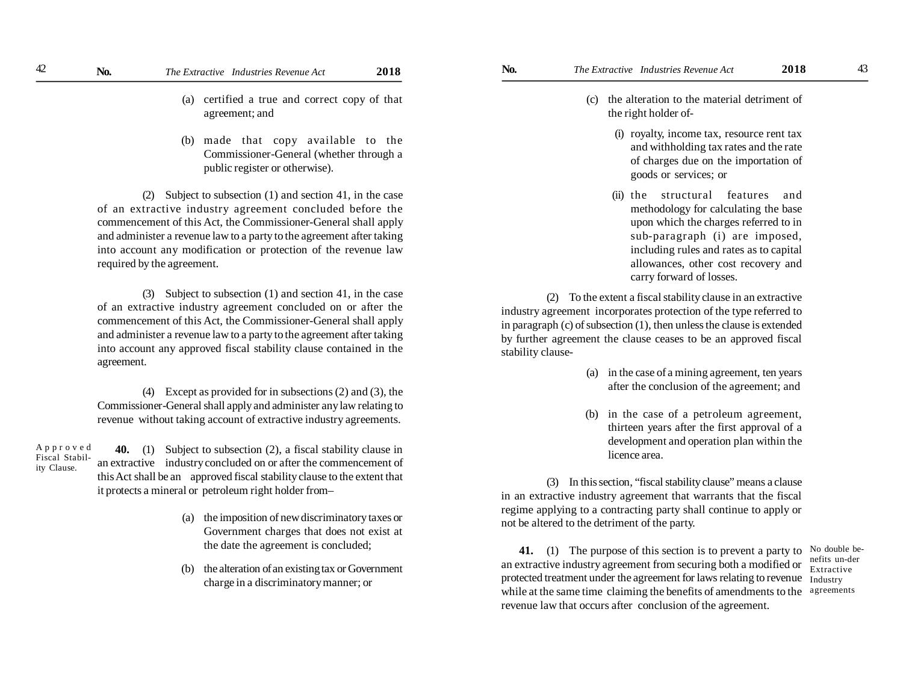(a) certified a true and correct copy of that agreement; and

(b) made that copy available to the Commissioner-General (whether through a public register or otherwise).

(2) Subject to subsection (1) and section 41, in the case of an extractive industry agreement concluded before the commencement of this Act, the Commissioner-General shall apply and administer a revenue law to a party to the agreement after taking into account any modification or protection of the revenue law required by the agreement.

(3) Subject to subsection (1) and section 41, in the case of an extractive industry agreement concluded on or after the commencement of this Act, the Commissioner-General shall apply and administer a revenue law to a party to the agreement after taking into account any approved fiscal stability clause contained in the agreement.

(4) Except as provided for in subsections (2) and (3), the Commissioner-General shall apply and administer any law relating to revenue without taking account of extractive industry agreements.

Approved Fiscal Stability Clause.

**40.** (1) Subject to subsection (2), a fiscal stability clause in an extractive industry concluded on or after the commencement of this Act shall be an approved fiscal stability clause to the extent that it protects a mineral or petroleum right holder from–

(a) the imposition of new discriminatory taxes or Government charges that does not exist at the date the agreement is concluded;

(b) the alteration of an existing tax or Government charge in a discriminatory manner; or

(c) the alteration to the material detriment of the right holder of-

(i) royalty, income tax, resource rent tax and withholding tax rates and the rate of charges due on the importation of goods or services; or

(ii) the structural features and methodology for calculating the base upon which the charges referred to in sub-paragraph (i) are imposed, including rules and rates as to capital allowances, other cost recovery and carry forward of losses.

(2) To the extent a fiscal stability clause in an extractive industry agreement incorporates protection of the type referred to in paragraph (c) of subsection (1), then unless the clause is extended by further agreement the clause ceases to be an approved fiscal stability clause-

(a) in the case of a mining agreement, ten years after the conclusion of the agreement; and

(b) in the case of a petroleum agreement, thirteen years after the first approval of a development and operation plan within the licence area.

(3) In this section, "fiscal stability clause" means a clause in an extractive industry agreement that warrants that the fiscal regime applying to a contracting party shall continue to apply or not be altered to the detriment of the party.

No double benefits un-der Extractive Industry agreements

**41.** (1) The purpose of this section is to prevent a party to an extractive industry agreement from securing both a modified or protected treatment under the agreement for laws relating to revenue while at the same time claiming the benefits of amendments to the revenue law that occurs after conclusion of the agreement.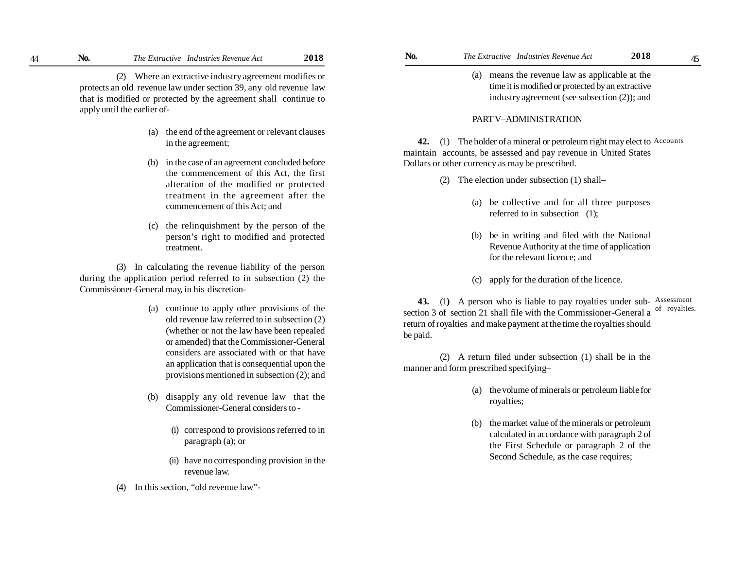(2) Where an extractive industry agreement modifies or protects an old revenue law under section 39, any old revenue law that is modified or protected by the agreement shall continue to apply until the earlier of-

(a) the end of the agreement or relevant clauses in the agreement;

(b) in the case of an agreement concluded before the commencement of this Act, the first alteration of the modified or protected treatment in the agreement after the commencement of this Act; and

(c) the relinquishment by the person of the person's right to modified and protected treatment.

(3) In calculating the revenue liability of the person during the application period referred to in subsection (2) the Commissioner-General may, in his discretion-

(a) continue to apply other provisions of the old revenue law referred to in subsection (2) (whether or not the law have been repealed or amended) that the Commissioner-General considers are associated with or that have an application that is consequential upon the provisions mentioned in subsection (2); and

(b) disapply any old revenue law that the Commissioner-General considers to -

(i) correspond to provisions referred to in paragraph (a); or

(ii) have no corresponding provision in the revenue law.

(4) In this section, "old revenue law"-

(a) means the revenue law as applicable at the time it is modified or protected by an extractive industry agreement (see subsection (2)); and

## PART V–ADMINISTRATION

Accounts

**42.** (1) The holder of a mineral or petroleum right may elect to maintain accounts, be assessed and pay revenue in United States Dollars or other currency as may be prescribed.

(2) The election under subsection (1) shall–

(a) be collective and for all three purposes referred to in subsection (1);

(b) be in writing and filed with the National Revenue Authority at the time of application for the relevant licence; and

(c) apply for the duration of the licence.

Assessment of royalties.

**43.** (1) A person who is liable to pay royalties under sub-section 3 of section 21 shall file with the Commissioner-General a return of royalties and make payment at the time the royalties should be paid.

(2) A return filed under subsection (1) shall be in the manner and form prescribed specifying–

(a) the volume of minerals or petroleum liable for royalties;

(b) the market value of the minerals or petroleum calculated in accordance with paragraph 2 of the First Schedule or paragraph 2 of the Second Schedule, as the case requires;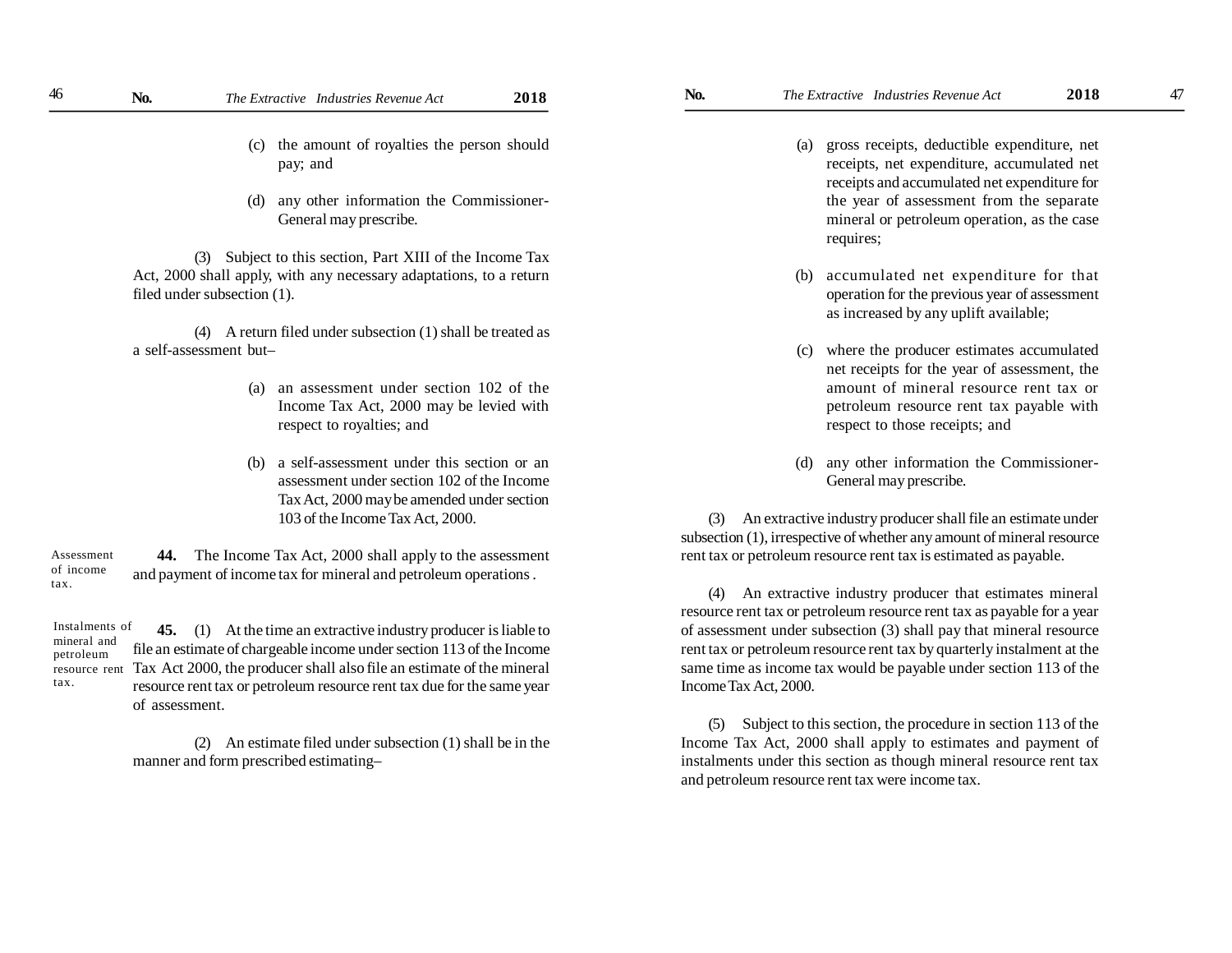(c) the amount of royalties the person should pay; and

(d) any other information the Commissioner-General may prescribe.

(3) Subject to this section, Part XIII of the Income Tax Act, 2000 shall apply, with any necessary adaptations, to a return filed under subsection (1).

(4) A return filed under subsection (1) shall be treated as a self-assessment but–

(a) an assessment under section 102 of the Income Tax Act, 2000 may be levied with respect to royalties; and

(b) a self-assessment under this section or an assessment under section 102 of the Income Tax Act, 2000 may be amended under section 103 of the Income Tax Act, 2000.

Assessment of income tax.

**44.** The Income Tax Act, 2000 shall apply to the assessment and payment of income tax for mineral and petroleum operations .

Instalments of mineral and petroleum resource rent tax.

**45.** (1) At the time an extractive industry producer is liable to file an estimate of chargeable income under section 113 of the Income Tax Act 2000, the producer shall also file an estimate of the mineral resource rent tax or petroleum resource rent tax due for the same year of assessment.

(2) An estimate filed under subsection (1) shall be in the manner and form prescribed estimating–

(a) gross receipts, deductible expenditure, net receipts, net expenditure, accumulated net receipts and accumulated net expenditure for the year of assessment from the separate mineral or petroleum operation, as the case requires;

(b) accumulated net expenditure for that operation for the previous year of assessment as increased by any uplift available;

(c) where the producer estimates accumulated net receipts for the year of assessment, the amount of mineral resource rent tax or petroleum resource rent tax payable with respect to those receipts; and

(d) any other information the Commissioner-General may prescribe.

(3) An extractive industry producer shall file an estimate under subsection (1), irrespective of whether any amount of mineral resource rent tax or petroleum resource rent tax is estimated as payable.

(4) An extractive industry producer that estimates mineral resource rent tax or petroleum resource rent tax as payable for a year of assessment under subsection (3) shall pay that mineral resource rent tax or petroleum resource rent tax by quarterly instalment at the same time as income tax would be payable under section 113 of the Income Tax Act, 2000.

(5) Subject to this section, the procedure in section 113 of the Income Tax Act, 2000 shall apply to estimates and payment of instalments under this section as though mineral resource rent tax and petroleum resource rent tax were income tax.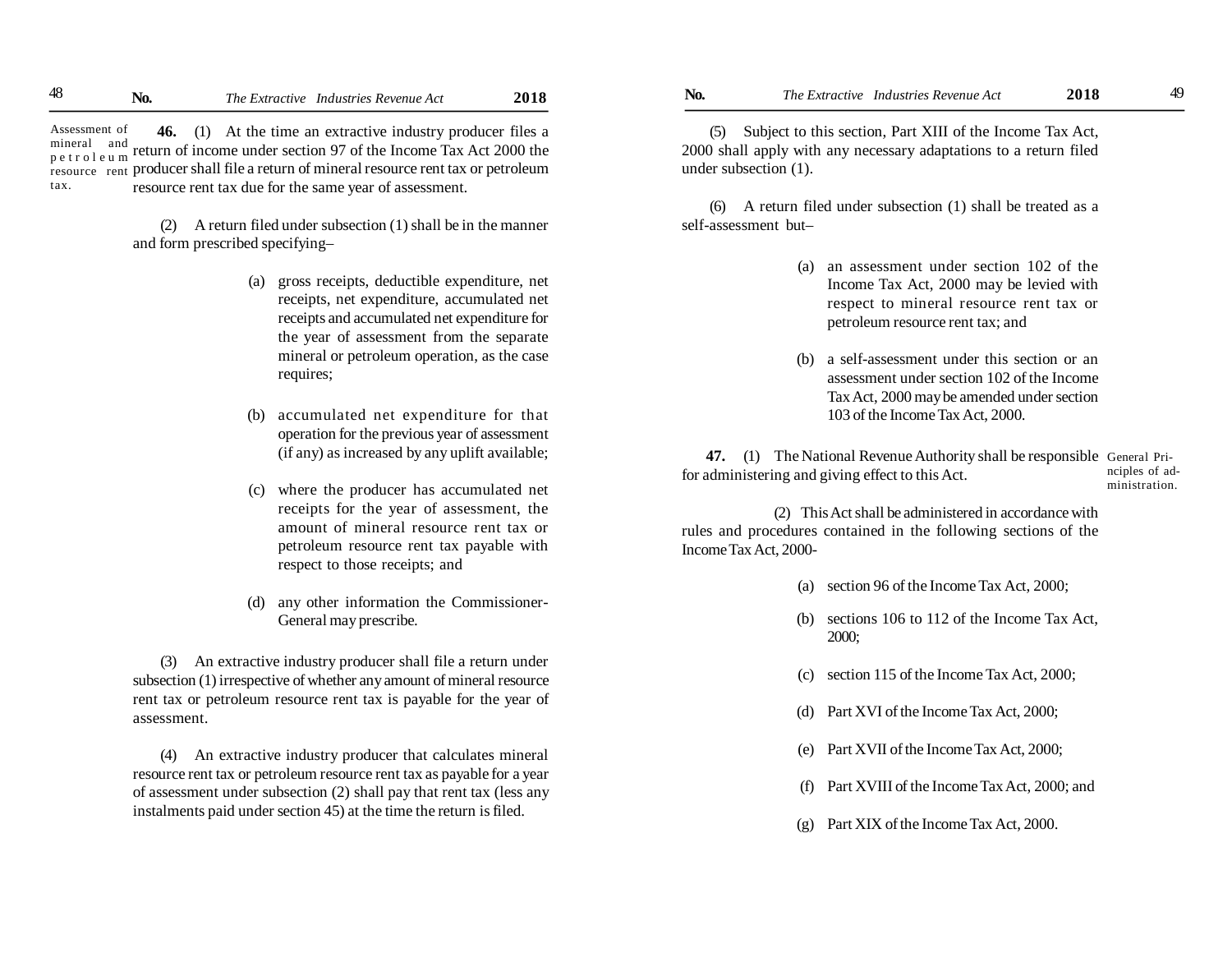**Assessment of mineral and petroleum resource rent tax.**

**46.** (1) At the time an extractive industry producer files a return of income under section 97 of the Income Tax Act 2000 the producer shall file a return of mineral resource rent tax or petroleum resource rent tax due for the same year of assessment.

(2) A return filed under subsection (1) shall be in the manner and form prescribed specifying–

- (a) gross receipts, deductible expenditure, net receipts, net expenditure, accumulated net receipts and accumulated net expenditure for the year of assessment from the separate mineral or petroleum operation, as the case requires;
- (b) accumulated net expenditure for that operation for the previous year of assessment (if any) as increased by any uplift available;
- (c) where the producer has accumulated net receipts for the year of assessment, the amount of mineral resource rent tax or petroleum resource rent tax payable with respect to those receipts; and
- (d) any other information the Commissioner-General may prescribe.

(3) An extractive industry producer shall file a return under subsection (1) irrespective of whether any amount of mineral resource rent tax or petroleum resource rent tax is payable for the year of assessment.

(4) An extractive industry producer that calculates mineral resource rent tax or petroleum resource rent tax as payable for a year of assessment under subsection (2) shall pay that rent tax (less any instalments paid under section 45) at the time the return is filed.

(5) Subject to this section, Part XIII of the Income Tax Act, 2000 shall apply with any necessary adaptations to a return filed under subsection (1).

(6) A return filed under subsection (1) shall be treated as a self-assessment but–

- (a) an assessment under section 102 of the Income Tax Act, 2000 may be levied with respect to mineral resource rent tax or petroleum resource rent tax; and
- (b) a self-assessment under this section or an assessment under section 102 of the Income Tax Act, 2000 may be amended under section 103 of the Income Tax Act, 2000.

**General Principles of administration.**

**47.** (1) The National Revenue Authority shall be responsible for administering and giving effect to this Act.

(2) This Act shall be administered in accordance with rules and procedures contained in the following sections of the Income Tax Act, 2000-

- (a) section 96 of the Income Tax Act, 2000;
- (b) sections 106 to 112 of the Income Tax Act, 2000;
- (c) section 115 of the Income Tax Act, 2000;
- (d) Part XVI of the Income Tax Act, 2000;
- (e) Part XVII of the Income Tax Act, 2000;
- (f) Part XVIII of the Income Tax Act, 2000; and
- (g) Part XIX of the Income Tax Act, 2000.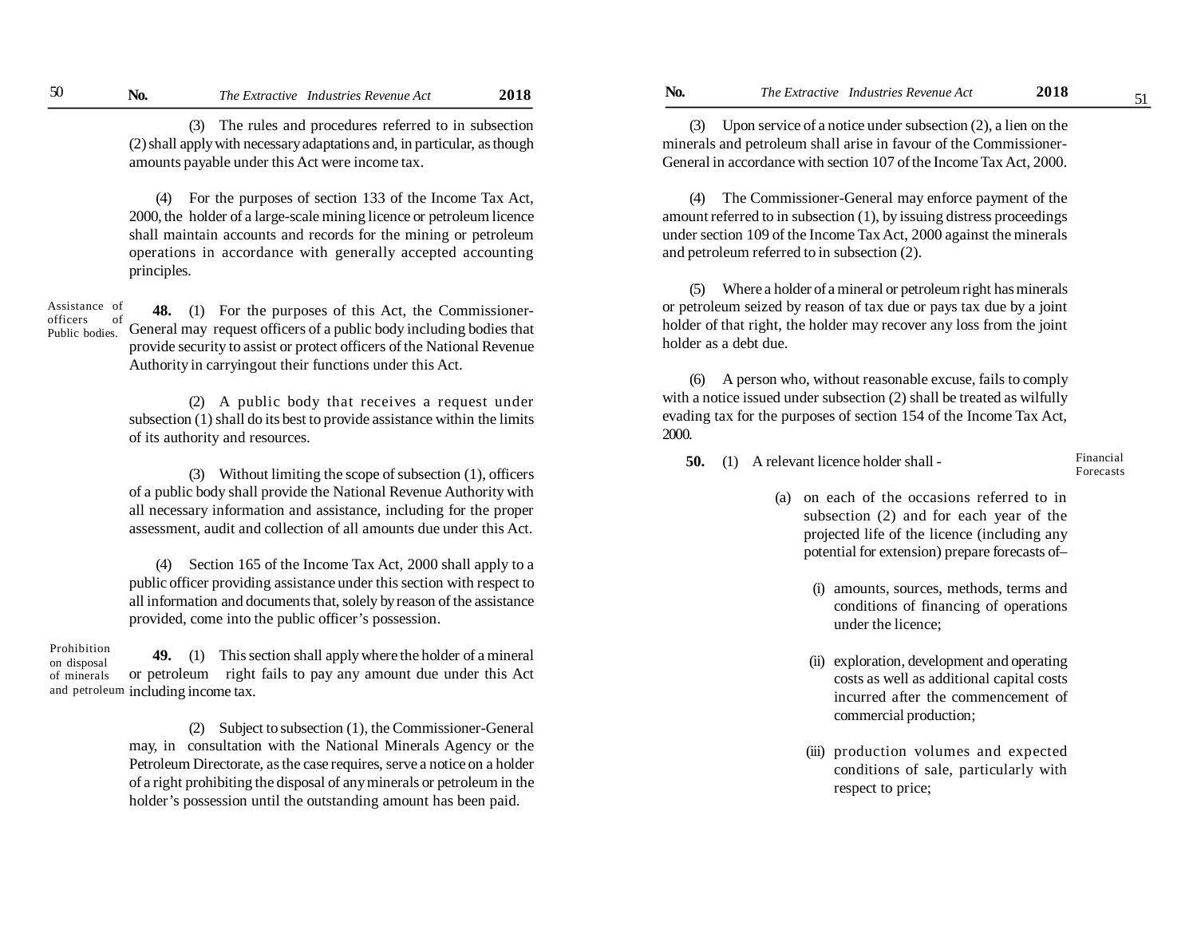(3) The rules and procedures referred to in subsection (2) shall apply with necessary adaptations and, in particular, as though amounts payable under this Act were income tax.

(4) For the purposes of section 133 of the Income Tax Act, 2000, the holder of a large-scale mining licence or petroleum licence shall maintain accounts and records for the mining or petroleum operations in accordance with generally accepted accounting principles.

**Assistance of officers of Public bodies.**

**48.** (1) For the purposes of this Act, the Commissioner-General may request officers of a public body including bodies that provide security to assist or protect officers of the National Revenue Authority in carryingout their functions under this Act.

(2) A public body that receives a request under subsection (1) shall do its best to provide assistance within the limits of its authority and resources.

(3) Without limiting the scope of subsection (1), officers of a public body shall provide the National Revenue Authority with all necessary information and assistance, including for the proper assessment, audit and collection of all amounts due under this Act.

(4) Section 165 of the Income Tax Act, 2000 shall apply to a public officer providing assistance under this section with respect to all information and documents that, solely by reason of the assistance provided, come into the public officer's possession.

**Prohibition on disposal of minerals and petroleum**

**49.** (1) This section shall apply where the holder of a mineral or petroleum right fails to pay any amount due under this Act including income tax.

(2) Subject to subsection (1), the Commissioner-General may, in consultation with the National Minerals Agency or the Petroleum Directorate, as the case requires, serve a notice on a holder of a right prohibiting the disposal of any minerals or petroleum in the holder's possession until the outstanding amount has been paid.

(3) Upon service of a notice under subsection (2), a lien on the minerals and petroleum shall arise in favour of the Commissioner-General in accordance with section 107 of the Income Tax Act, 2000.

(4) The Commissioner-General may enforce payment of the amount referred to in subsection (1), by issuing distress proceedings under section 109 of the Income Tax Act, 2000 against the minerals and petroleum referred to in subsection (2).

(5) Where a holder of a mineral or petroleum right has minerals or petroleum seized by reason of tax due or pays tax due by a joint holder of that right, the holder may recover any loss from the joint holder as a debt due.

(6) A person who, without reasonable excuse, fails to comply with a notice issued under subsection (2) shall be treated as wilfully evading tax for the purposes of section 154 of the Income Tax Act, 2000.

**Financial Forecasts**

**50.** (1) A relevant licence holder shall -

(a) on each of the occasions referred to in subsection (2) and for each year of the projected life of the licence (including any potential for extension) prepare forecasts of–

(i) amounts, sources, methods, terms and conditions of financing of operations under the licence;

(ii) exploration, development and operating costs as well as additional capital costs incurred after the commencement of commercial production;

(iii) production volumes and expected conditions of sale, particularly with respect to price;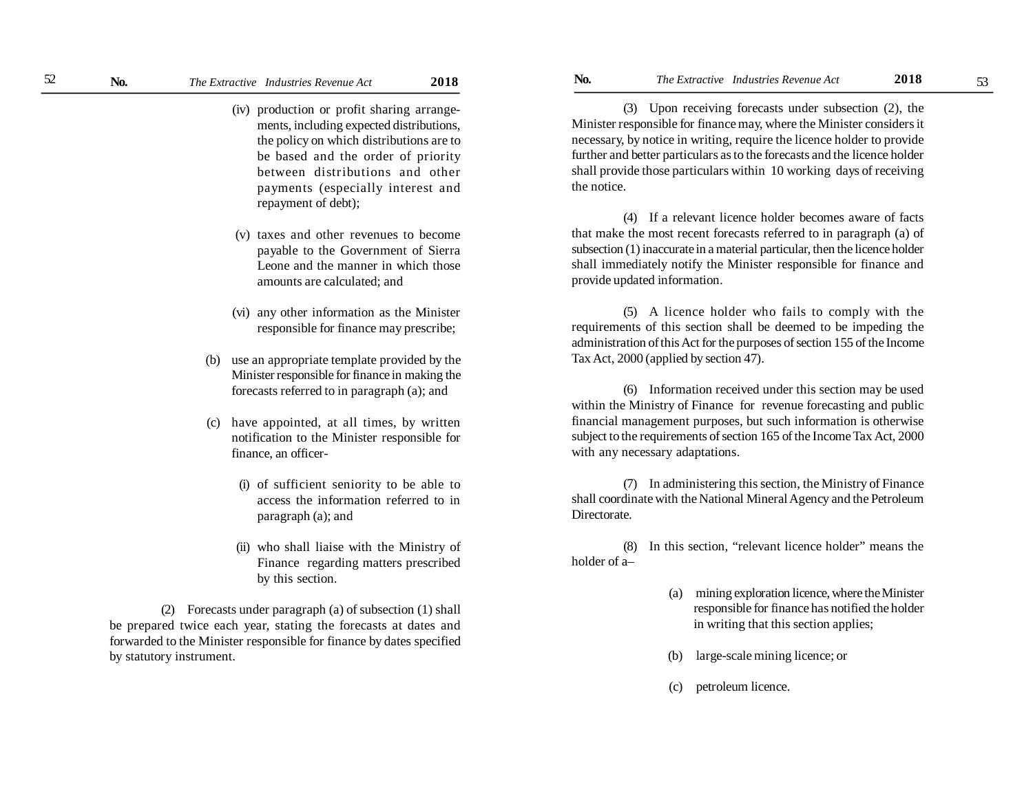(iv) production or profit sharing arrangements, including expected distributions, the policy on which distributions are to be based and the order of priority between distributions and other payments (especially interest and repayment of debt);

(v) taxes and other revenues to become payable to the Government of Sierra Leone and the manner in which those amounts are calculated; and

(vi) any other information as the Minister responsible for finance may prescribe;

(b) use an appropriate template provided by the Minister responsible for finance in making the forecasts referred to in paragraph (a); and

(c) have appointed, at all times, by written notification to the Minister responsible for finance, an officer-

(i) of sufficient seniority to be able to access the information referred to in paragraph (a); and

(ii) who shall liaise with the Ministry of Finance regarding matters prescribed by this section.

(2) Forecasts under paragraph (a) of subsection (1) shall be prepared twice each year, stating the forecasts at dates and forwarded to the Minister responsible for finance by dates specified by statutory instrument.

(3) Upon receiving forecasts under subsection (2), the Minister responsible for finance may, where the Minister considers it necessary, by notice in writing, require the licence holder to provide further and better particulars as to the forecasts and the licence holder shall provide those particulars within 10 working days of receiving the notice.

(4) If a relevant licence holder becomes aware of facts that make the most recent forecasts referred to in paragraph (a) of subsection (1) inaccurate in a material particular, then the licence holder shall immediately notify the Minister responsible for finance and provide updated information.

(5) A licence holder who fails to comply with the requirements of this section shall be deemed to be impeding the administration of this Act for the purposes of section 155 of the Income Tax Act, 2000 (applied by section 47).

(6) Information received under this section may be used within the Ministry of Finance for revenue forecasting and public financial management purposes, but such information is otherwise subject to the requirements of section 165 of the Income Tax Act, 2000 with any necessary adaptations.

(7) In administering this section, the Ministry of Finance shall coordinate with the National Mineral Agency and the Petroleum Directorate.

(8) In this section, "relevant licence holder" means the holder of a–

(a) mining exploration licence, where the Minister responsible for finance has notified the holder in writing that this section applies;

(b) large-scale mining licence; or

(c) petroleum licence.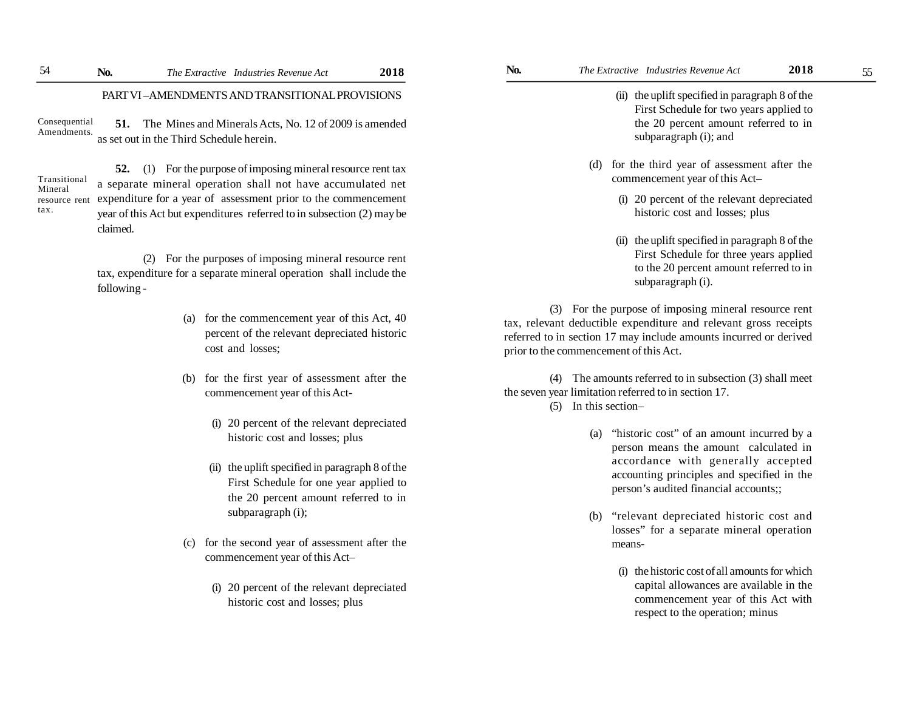## PART VI – AMENDMENTS AND TRANSITIONAL PROVISIONS

Consequential Amendments.

**51.** The Mines and Minerals Acts, No. 12 of 2009 is amended as set out in the Third Schedule herein.

Transitional Mineral resource rent tax.

**52.** (1) For the purpose of imposing mineral resource rent tax a separate mineral operation shall not have accumulated net expenditure for a year of assessment prior to the commencement year of this Act but expenditures referred to in subsection (2) may be claimed.

(2) For the purposes of imposing mineral resource rent tax, expenditure for a separate mineral operation shall include the following -

(a) for the commencement year of this Act, 40 percent of the relevant depreciated historic cost and losses;

(b) for the first year of assessment after the commencement year of this Act-

(i) 20 percent of the relevant depreciated historic cost and losses; plus

(ii) the uplift specified in paragraph 8 of the First Schedule for one year applied to the 20 percent amount referred to in subparagraph (i);

(c) for the second year of assessment after the commencement year of this Act–

(i) 20 percent of the relevant depreciated historic cost and losses; plus

(ii) the uplift specified in paragraph 8 of the First Schedule for two years applied to the 20 percent amount referred to in subparagraph (i); and

(d) for the third year of assessment after the commencement year of this Act–

(i) 20 percent of the relevant depreciated historic cost and losses; plus

(ii) the uplift specified in paragraph 8 of the First Schedule for three years applied to the 20 percent amount referred to in subparagraph (i).

(3) For the purpose of imposing mineral resource rent tax, relevant deductible expenditure and relevant gross receipts referred to in section 17 may include amounts incurred or derived prior to the commencement of this Act.

(4) The amounts referred to in subsection (3) shall meet the seven year limitation referred to in section 17.

(5) In this section–

(a) "historic cost" of an amount incurred by a person means the amount calculated in accordance with generally accepted accounting principles and specified in the person's audited financial accounts;;

(b) "relevant depreciated historic cost and losses" for a separate mineral operation means-

(i) the historic cost of all amounts for which capital allowances are available in the commencement year of this Act with respect to the operation; minus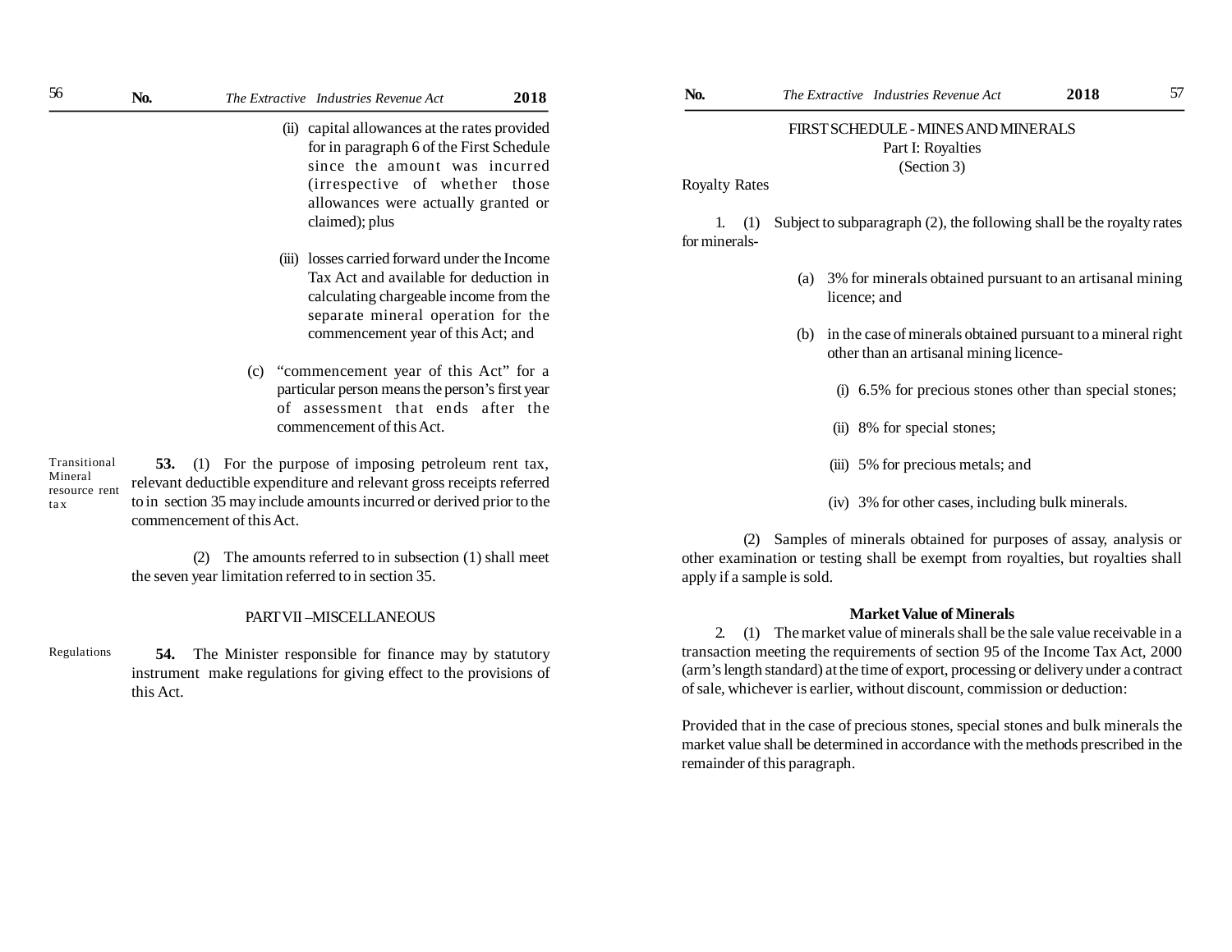(ii) capital allowances at the rates provided for in paragraph 6 of the First Schedule since the amount was incurred (irrespective of whether those allowances were actually granted or claimed); plus

(iii) losses carried forward under the Income Tax Act and available for deduction in calculating chargeable income from the separate mineral operation for the commencement year of this Act; and

(c) "commencement year of this Act" for a particular person means the person's first year of assessment that ends after the commencement of this Act.

Transitional Mineral resource rent tax

**53.** (1) For the purpose of imposing petroleum rent tax, relevant deductible expenditure and relevant gross receipts referred to in section 35 may include amounts incurred or derived prior to the commencement of this Act.

(2) The amounts referred to in subsection (1) shall meet the seven year limitation referred to in section 35.

## PART VII –MISCELLANEOUS

Regulations

**54.** The Minister responsible for finance may by statutory instrument make regulations for giving effect to the provisions of this Act.

## FIRST SCHEDULE - MINES AND MINERALS

### Part I: Royalties

(Section 3)

Royalty Rates

1. (1) Subject to subparagraph (2), the following shall be the royalty rates for minerals-

(a) 3% for minerals obtained pursuant to an artisanal mining licence; and

(b) in the case of minerals obtained pursuant to a mineral right other than an artisanal mining licence-

(i) 6.5% for precious stones other than special stones;

(ii) 8% for special stones;

(iii) 5% for precious metals; and

(iv) 3% for other cases, including bulk minerals.

(2) Samples of minerals obtained for purposes of assay, analysis or other examination or testing shall be exempt from royalties, but royalties shall apply if a sample is sold.

**Market Value of Minerals**

2. (1) The market value of minerals shall be the sale value receivable in a transaction meeting the requirements of section 95 of the Income Tax Act, 2000 (arm's length standard) at the time of export, processing or delivery under a contract of sale, whichever is earlier, without discount, commission or deduction:

Provided that in the case of precious stones, special stones and bulk minerals the market value shall be determined in accordance with the methods prescribed in the remainder of this paragraph.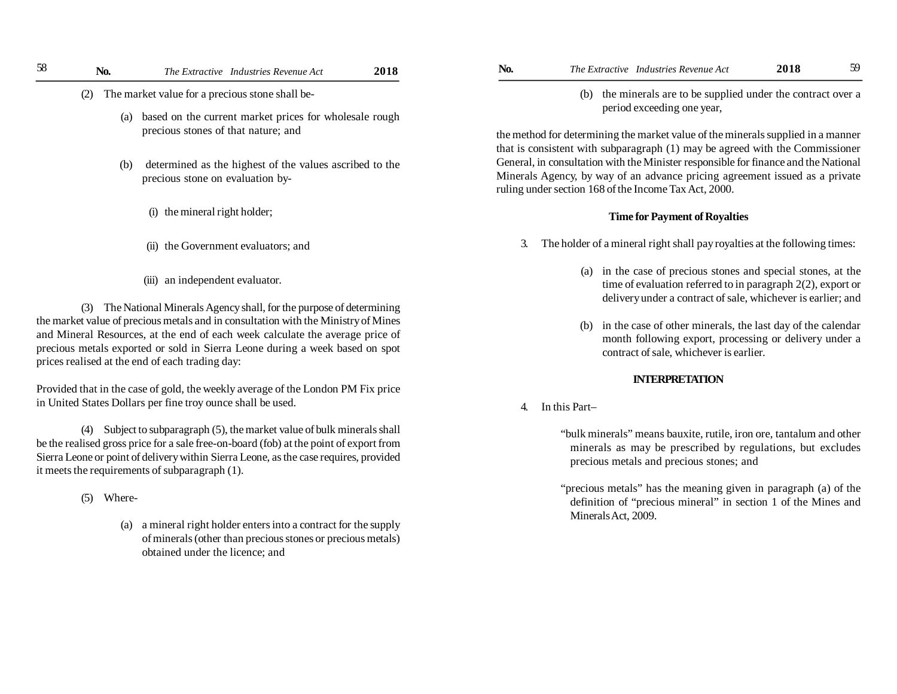(2) The market value for a precious stone shall be-

(a) based on the current market prices for wholesale rough precious stones of that nature; and

(b) determined as the highest of the values ascribed to the precious stone on evaluation by-

(i) the mineral right holder;

(ii) the Government evaluators; and

(iii) an independent evaluator.

(3) The National Minerals Agency shall, for the purpose of determining the market value of precious metals and in consultation with the Ministry of Mines and Mineral Resources, at the end of each week calculate the average price of precious metals exported or sold in Sierra Leone during a week based on spot prices realised at the end of each trading day:

Provided that in the case of gold, the weekly average of the London PM Fix price in United States Dollars per fine troy ounce shall be used.

(4) Subject to subparagraph (5), the market value of bulk minerals shall be the realised gross price for a sale free-on-board (fob) at the point of export from Sierra Leone or point of delivery within Sierra Leone, as the case requires, provided it meets the requirements of subparagraph (1).

(5) Where-

(a) a mineral right holder enters into a contract for the supply of minerals (other than precious stones or precious metals) obtained under the licence; and

(b) the minerals are to be supplied under the contract over a period exceeding one year,

the method for determining the market value of the minerals supplied in a manner that is consistent with subparagraph (1) may be agreed with the Commissioner General, in consultation with the Minister responsible for finance and the National Minerals Agency, by way of an advance pricing agreement issued as a private ruling under section 168 of the Income Tax Act, 2000.

### Time for Payment of Royalties

3. The holder of a mineral right shall pay royalties at the following times:

(a) in the case of precious stones and special stones, at the time of evaluation referred to in paragraph 2(2), export or delivery under a contract of sale, whichever is earlier; and

(b) in the case of other minerals, the last day of the calendar month following export, processing or delivery under a contract of sale, whichever is earlier.

### INTERPRETATION

4. In this Part–

"bulk minerals" means bauxite, rutile, iron ore, tantalum and other minerals as may be prescribed by regulations, but excludes precious metals and precious stones; and

"precious metals" has the meaning given in paragraph (a) of the definition of "precious mineral" in section 1 of the Mines and Minerals Act, 2009.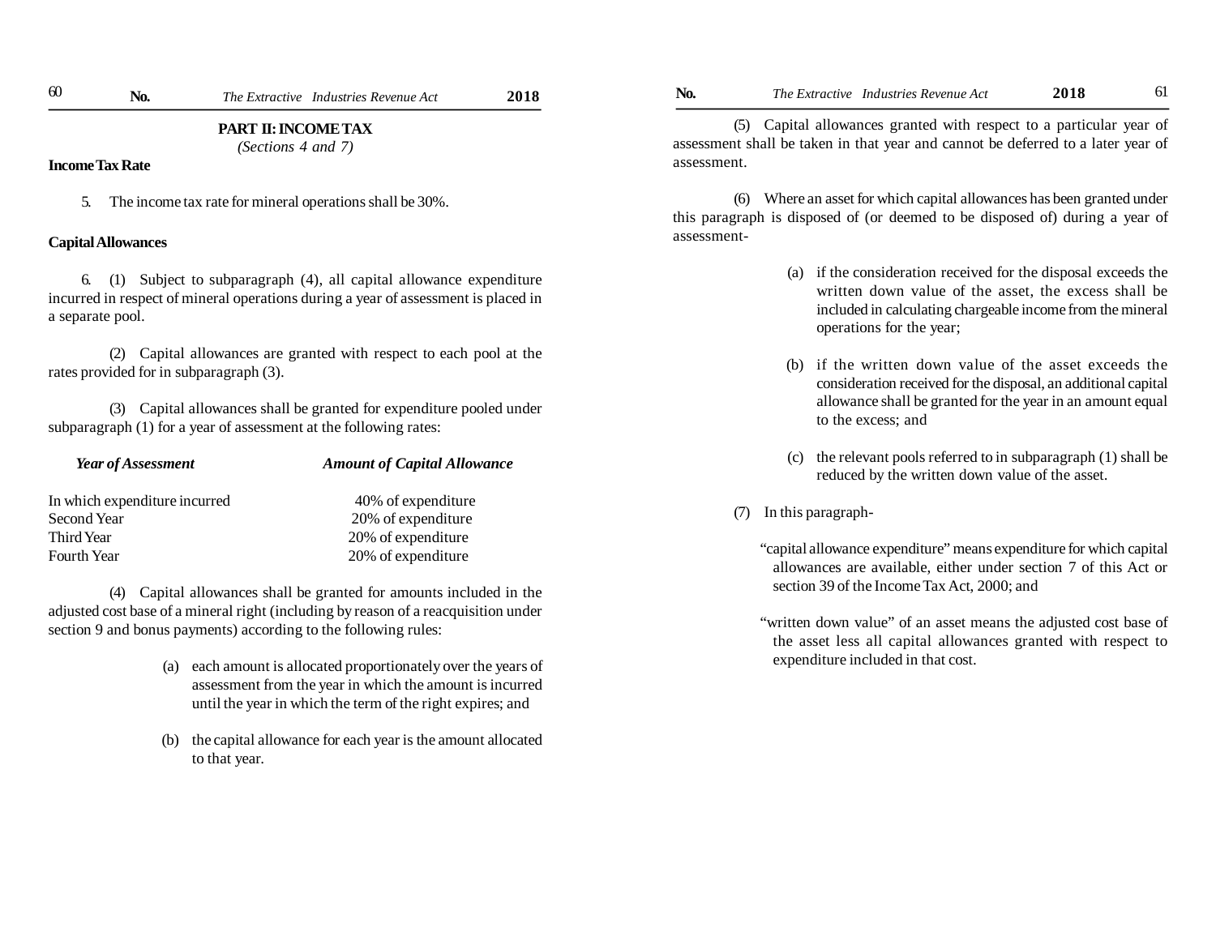## PART II: INCOME TAX

*(Sections 4 and 7)*

**Income Tax Rate**

5. The income tax rate for mineral operations shall be 30%.

**Capital Allowances**

6. (1) Subject to subparagraph (4), all capital allowance expenditure incurred in respect of mineral operations during a year of assessment is placed in a separate pool.

(2) Capital allowances are granted with respect to each pool at the rates provided for in subparagraph (3).

(3) Capital allowances shall be granted for expenditure pooled under subparagraph (1) for a year of assessment at the following rates:

| *Year of Assessment* | *Amount of Capital Allowance* |
|---|---|
| In which expenditure incurred | 40% of expenditure |
| Second Year | 20% of expenditure |
| Third Year | 20% of expenditure |
| Fourth Year | 20% of expenditure |

(4) Capital allowances shall be granted for amounts included in the adjusted cost base of a mineral right (including by reason of a reacquisition under section 9 and bonus payments) according to the following rules:

(a) each amount is allocated proportionately over the years of assessment from the year in which the amount is incurred until the year in which the term of the right expires; and

(b) the capital allowance for each year is the amount allocated to that year.

(5) Capital allowances granted with respect to a particular year of assessment shall be taken in that year and cannot be deferred to a later year of assessment.

(6) Where an asset for which capital allowances has been granted under this paragraph is disposed of (or deemed to be disposed of) during a year of assessment-

(a) if the consideration received for the disposal exceeds the written down value of the asset, the excess shall be included in calculating chargeable income from the mineral operations for the year;

(b) if the written down value of the asset exceeds the consideration received for the disposal, an additional capital allowance shall be granted for the year in an amount equal to the excess; and

(c) the relevant pools referred to in subparagraph (1) shall be reduced by the written down value of the asset.

(7) In this paragraph-

"capital allowance expenditure" means expenditure for which capital allowances are available, either under section 7 of this Act or section 39 of the Income Tax Act, 2000; and

"written down value" of an asset means the adjusted cost base of the asset less all capital allowances granted with respect to expenditure included in that cost.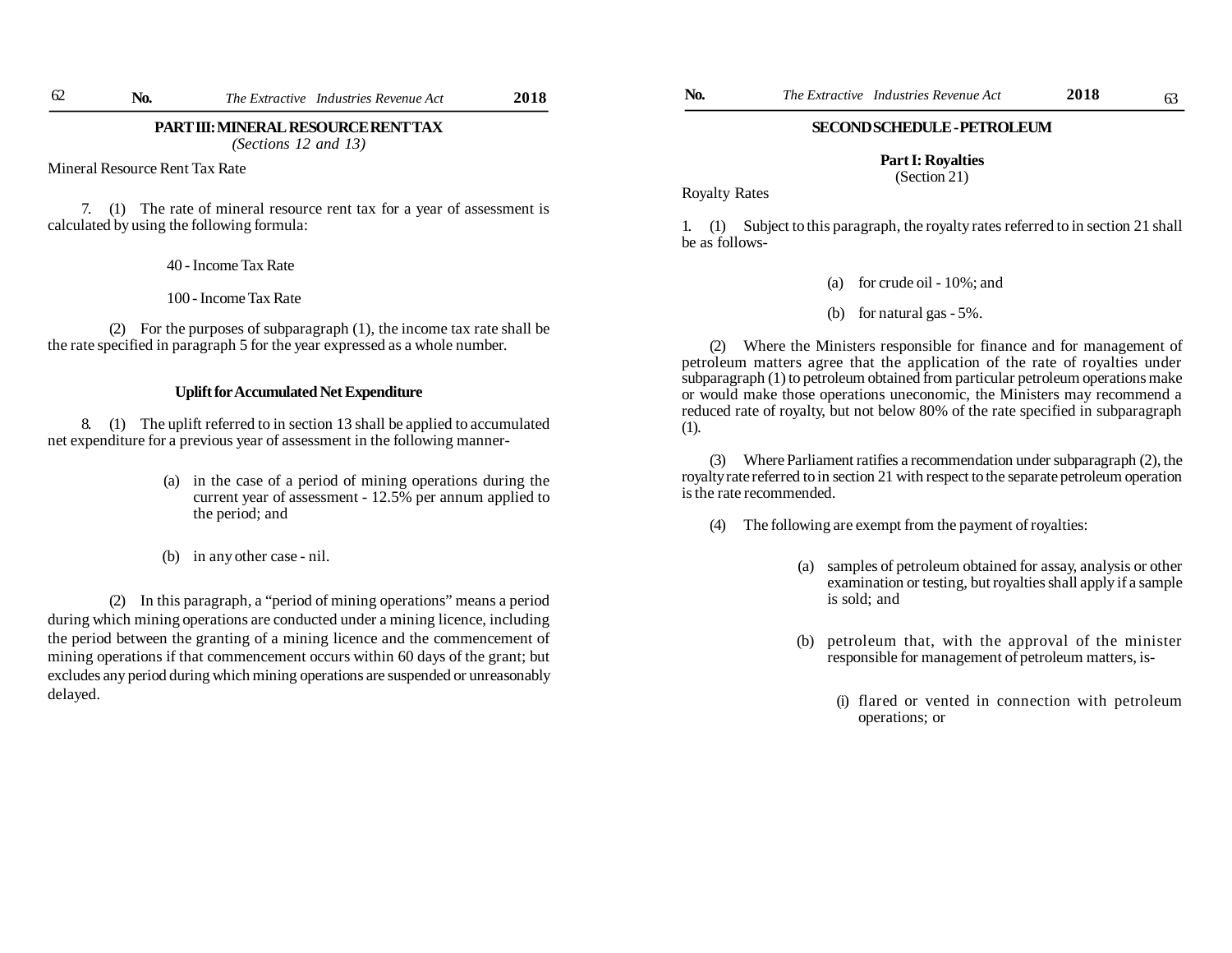## PART III: MINERAL RESOURCE RENT TAX

*(Sections 12 and 13)*

Mineral Resource Rent Tax Rate

7. (1) The rate of mineral resource rent tax for a year of assessment is calculated by using the following formula:

$$\frac{40 - \text{Income Tax Rate}}{100 - \text{Income Tax Rate}}$$

(2) For the purposes of subparagraph (1), the income tax rate shall be the rate specified in paragraph 5 for the year expressed as a whole number.

### Uplift for Accumulated Net Expenditure

8. (1) The uplift referred to in section 13 shall be applied to accumulated net expenditure for a previous year of assessment in the following manner-

(a) in the case of a period of mining operations during the current year of assessment - 12.5% per annum applied to the period; and

(b) in any other case - nil.

(2) In this paragraph, a "period of mining operations" means a period during which mining operations are conducted under a mining licence, including the period between the granting of a mining licence and the commencement of mining operations if that commencement occurs within 60 days of the grant; but excludes any period during which mining operations are suspended or unreasonably delayed.

## SECOND SCHEDULE - PETROLEUM

### Part I: Royalties

(Section 21)

Royalty Rates

1. (1) Subject to this paragraph, the royalty rates referred to in section 21 shall be as follows-

(a) for crude oil - 10%; and

(b) for natural gas - 5%.

(2) Where the Ministers responsible for finance and for management of petroleum matters agree that the application of the rate of royalties under subparagraph (1) to petroleum obtained from particular petroleum operations make or would make those operations uneconomic, the Ministers may recommend a reduced rate of royalty, but not below 80% of the rate specified in subparagraph (1).

(3) Where Parliament ratifies a recommendation under subparagraph (2), the royalty rate referred to in section 21 with respect to the separate petroleum operation is the rate recommended.

(4) The following are exempt from the payment of royalties:

(a) samples of petroleum obtained for assay, analysis or other examination or testing, but royalties shall apply if a sample is sold; and

(b) petroleum that, with the approval of the minister responsible for management of petroleum matters, is-

(i) flared or vented in connection with petroleum operations; or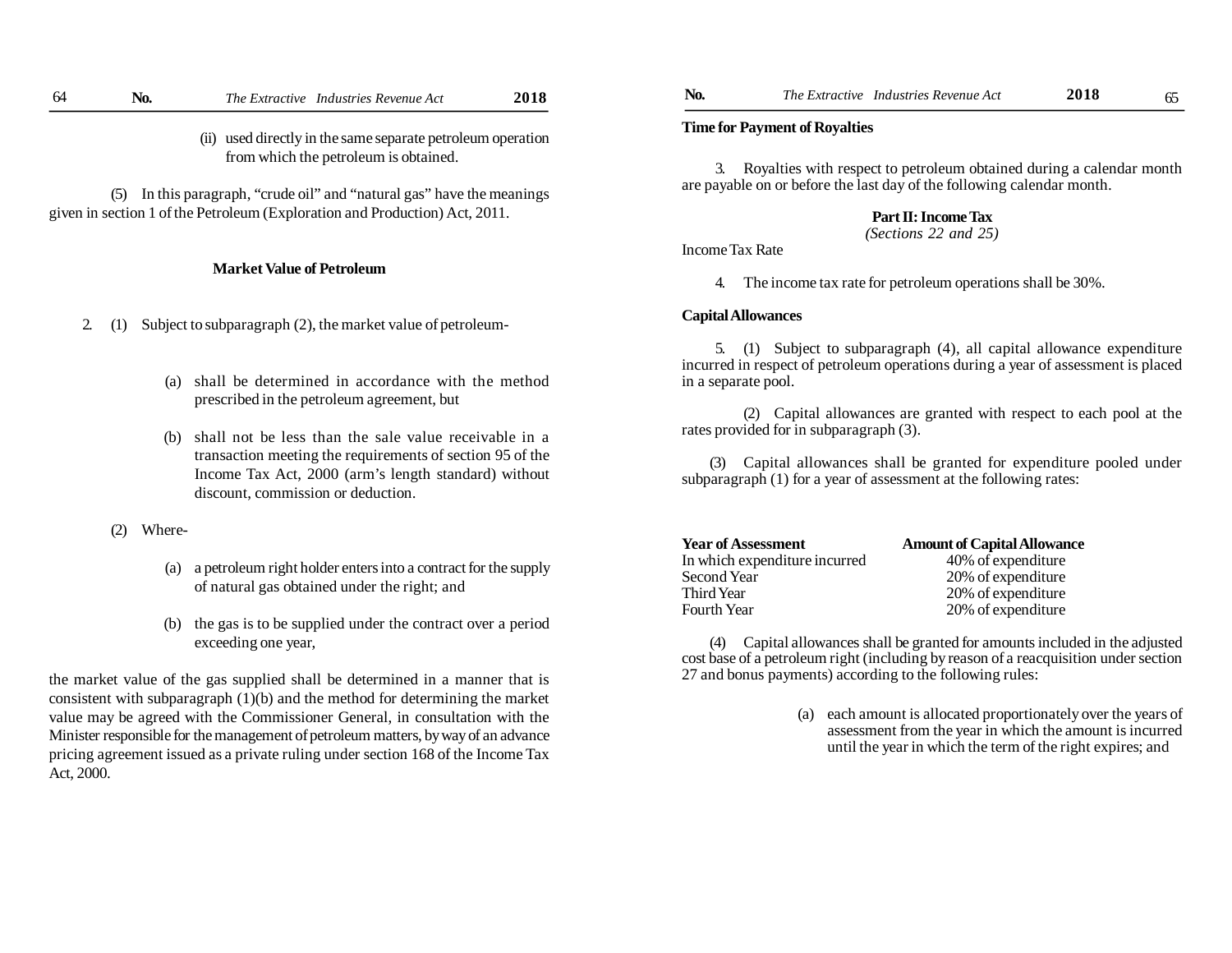(ii) used directly in the same separate petroleum operation from which the petroleum is obtained.

(5) In this paragraph, "crude oil" and "natural gas" have the meanings given in section 1 of the Petroleum (Exploration and Production) Act, 2011.

### Market Value of Petroleum

2. (1) Subject to subparagraph (2), the market value of petroleum-

(a) shall be determined in accordance with the method prescribed in the petroleum agreement, but

(b) shall not be less than the sale value receivable in a transaction meeting the requirements of section 95 of the Income Tax Act, 2000 (arm's length standard) without discount, commission or deduction.

(2) Where-

(a) a petroleum right holder enters into a contract for the supply of natural gas obtained under the right; and

(b) the gas is to be supplied under the contract over a period exceeding one year,

the market value of the gas supplied shall be determined in a manner that is consistent with subparagraph (1)(b) and the method for determining the market value may be agreed with the Commissioner General, in consultation with the Minister responsible for the management of petroleum matters, by way of an advance pricing agreement issued as a private ruling under section 168 of the Income Tax Act, 2000.

### Time for Payment of Royalties

3. Royalties with respect to petroleum obtained during a calendar month are payable on or before the last day of the following calendar month.

## Part II: Income Tax
*(Sections 22 and 25)*

Income Tax Rate

4. The income tax rate for petroleum operations shall be 30%.

### Capital Allowances

5. (1) Subject to subparagraph (4), all capital allowance expenditure incurred in respect of petroleum operations during a year of assessment is placed in a separate pool.

(2) Capital allowances are granted with respect to each pool at the rates provided for in subparagraph (3).

(3) Capital allowances shall be granted for expenditure pooled under subparagraph (1) for a year of assessment at the following rates:

| Year of Assessment | Amount of Capital Allowance |
|---|---|
| In which expenditure incurred | 40% of expenditure |
| Second Year | 20% of expenditure |
| Third Year | 20% of expenditure |
| Fourth Year | 20% of expenditure |

(4) Capital allowances shall be granted for amounts included in the adjusted cost base of a petroleum right (including by reason of a reacquisition under section 27 and bonus payments) according to the following rules:

(a) each amount is allocated proportionately over the years of assessment from the year in which the amount is incurred until the year in which the term of the right expires; and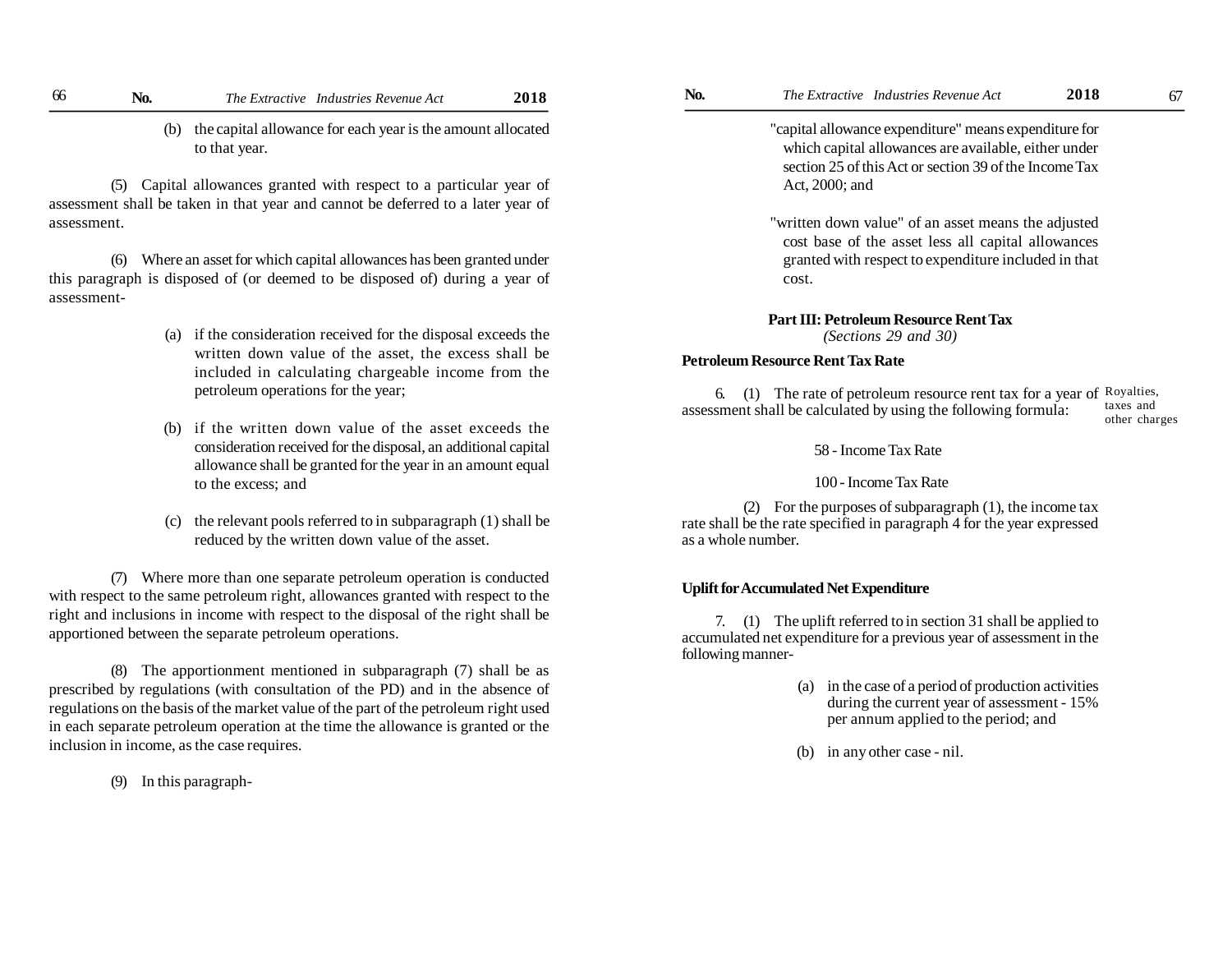(b) the capital allowance for each year is the amount allocated to that year.

(5) Capital allowances granted with respect to a particular year of assessment shall be taken in that year and cannot be deferred to a later year of assessment.

(6) Where an asset for which capital allowances has been granted under this paragraph is disposed of (or deemed to be disposed of) during a year of assessment-

(a) if the consideration received for the disposal exceeds the written down value of the asset, the excess shall be included in calculating chargeable income from the petroleum operations for the year;

(b) if the written down value of the asset exceeds the consideration received for the disposal, an additional capital allowance shall be granted for the year in an amount equal to the excess; and

(c) the relevant pools referred to in subparagraph (1) shall be reduced by the written down value of the asset.

(7) Where more than one separate petroleum operation is conducted with respect to the same petroleum right, allowances granted with respect to the right and inclusions in income with respect to the disposal of the right shall be apportioned between the separate petroleum operations.

(8) The apportionment mentioned in subparagraph (7) shall be as prescribed by regulations (with consultation of the PD) and in the absence of regulations on the basis of the market value of the part of the petroleum right used in each separate petroleum operation at the time the allowance is granted or the inclusion in income, as the case requires.

(9) In this paragraph-

"capital allowance expenditure" means expenditure for which capital allowances are available, either under section 25 of this Act or section 39 of the Income Tax Act, 2000; and

"written down value" of an asset means the adjusted cost base of the asset less all capital allowances granted with respect to expenditure included in that cost.

## Part III: Petroleum Resource Rent Tax

*(Sections 29 and 30)*

### Petroleum Resource Rent Tax Rate

Royalties, taxes and other charges

6. (1) The rate of petroleum resource rent tax for a year of assessment shall be calculated by using the following formula:

$$\frac{58 - \text{Income Tax Rate}}{100 - \text{Income Tax Rate}}$$

(2) For the purposes of subparagraph (1), the income tax rate shall be the rate specified in paragraph 4 for the year expressed as a whole number.

### Uplift for Accumulated Net Expenditure

7. (1) The uplift referred to in section 31 shall be applied to accumulated net expenditure for a previous year of assessment in the following manner-

(a) in the case of a period of production activities during the current year of assessment - 15% per annum applied to the period; and

(b) in any other case - nil.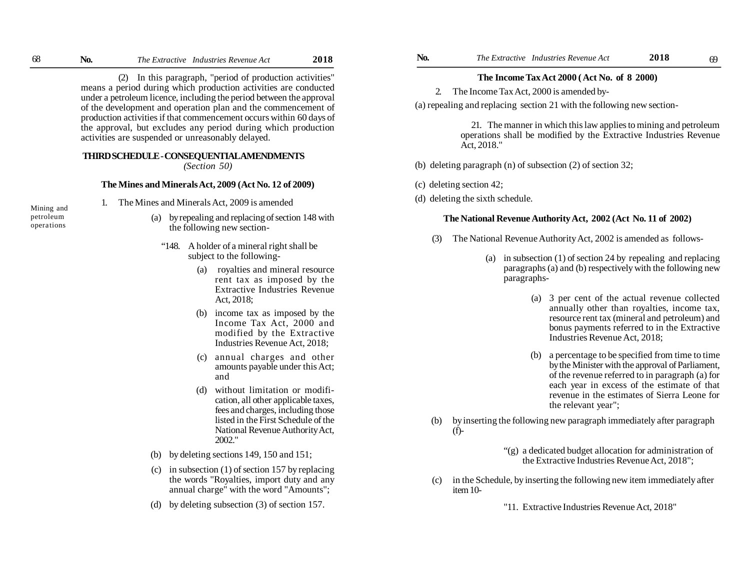(2) In this paragraph, "period of production activities" means a period during which production activities are conducted under a petroleum licence, including the period between the approval of the development and operation plan and the commencement of production activities if that commencement occurs within 60 days of the approval, but excludes any period during which production activities are suspended or unreasonably delayed.

## THIRD SCHEDULE - CONSEQUENTIAL AMENDMENTS

*(Section 50)*

### The Mines and Minerals Act, 2009 (Act No. 12 of 2009)

Mining and petroleum operations

1. The Mines and Minerals Act, 2009 is amended

   (a) by repealing and replacing of section 148 with the following new section-

   "148. A holder of a mineral right shall be subject to the following-

   (a) royalties and mineral resource rent tax as imposed by the Extractive Industries Revenue Act, 2018;

   (b) income tax as imposed by the Income Tax Act, 2000 and modified by the Extractive Industries Revenue Act, 2018;

   (c) annual charges and other amounts payable under this Act; and

   (d) without limitation or modification, all other applicable taxes, fees and charges, including those listed in the First Schedule of the National Revenue Authority Act, 2002."

   (b) by deleting sections 149, 150 and 151;

   (c) in subsection (1) of section 157 by replacing the words "Royalties, import duty and any annual charge" with the word "Amounts";

   (d) by deleting subsection (3) of section 157.

### The Income Tax Act 2000 ( Act No. of 8 2000)

2. The Income Tax Act, 2000 is amended by-

(a) repealing and replacing section 21 with the following new section-

21. The manner in which this law applies to mining and petroleum operations shall be modified by the Extractive Industries Revenue Act, 2018."

(b) deleting paragraph (n) of subsection (2) of section 32;

(c) deleting section 42;

(d) deleting the sixth schedule.

### The National Revenue Authority Act, 2002 (Act No. 11 of 2002)

(3) The National Revenue Authority Act, 2002 is amended as follows-

(a) in subsection (1) of section 24 by repealing and replacing paragraphs (a) and (b) respectively with the following new paragraphs-

(a) 3 per cent of the actual revenue collected annually other than royalties, income tax, resource rent tax (mineral and petroleum) and bonus payments referred to in the Extractive Industries Revenue Act, 2018;

(b) a percentage to be specified from time to time by the Minister with the approval of Parliament, of the revenue referred to in paragraph (a) for each year in excess of the estimate of that revenue in the estimates of Sierra Leone for the relevant year";

(b) by inserting the following new paragraph immediately after paragraph (f)-

"(g) a dedicated budget allocation for administration of the Extractive Industries Revenue Act, 2018";

(c) in the Schedule, by inserting the following new item immediately after item 10-

"11. Extractive Industries Revenue Act, 2018"